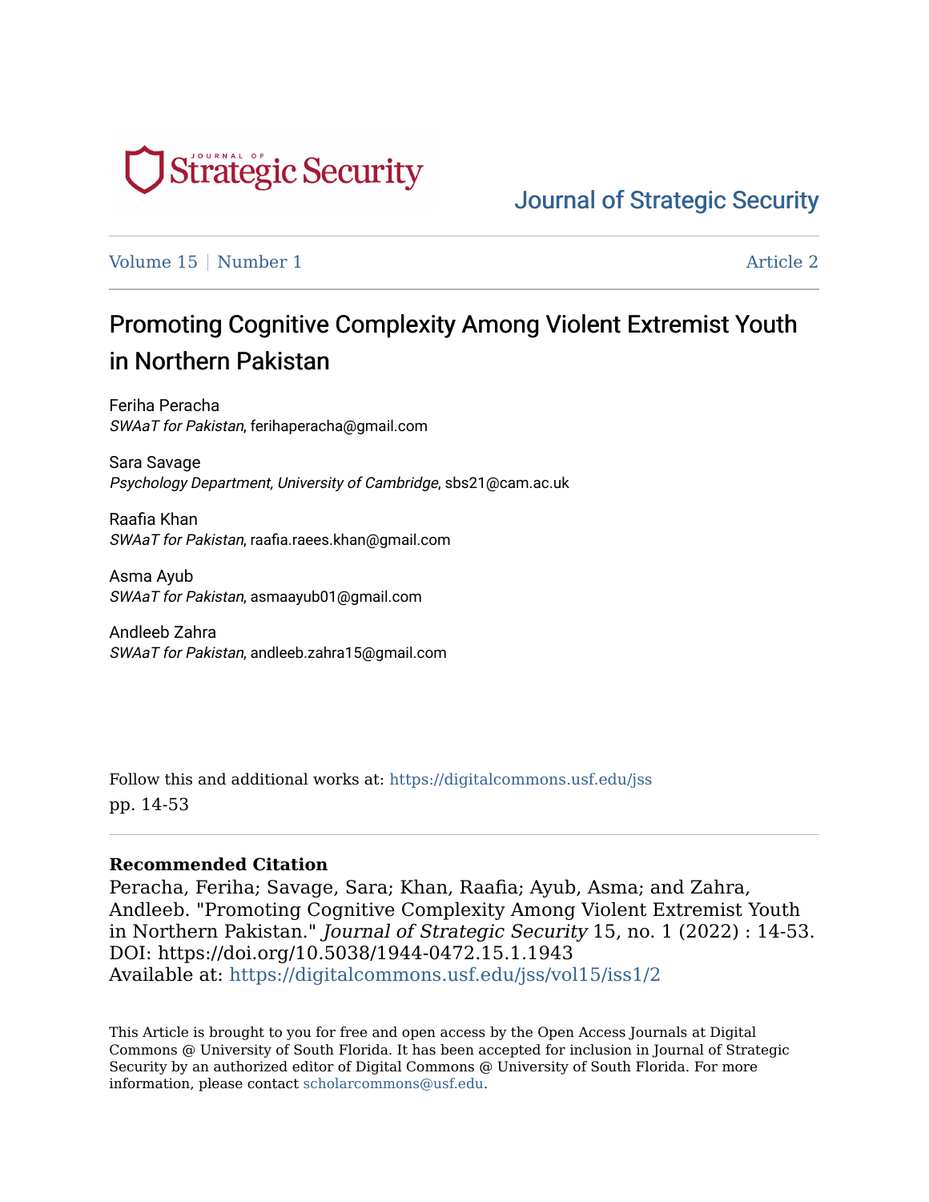Journal of Strategic Security

Volume 15 | Number 1 | Article 2

# Promoting Cognitive Complexity Among Violent Extremist Youth in Northern Pakistan

Feriha Peracha
*SWAaT for Pakistan*, ferihaperacha@gmail.com

Sara Savage
*Psychology Department, University of Cambridge*, sbs21@cam.ac.uk

Raafia Khan
*SWAaT for Pakistan*, raafia.raees.khan@gmail.com

Asma Ayub
*SWAaT for Pakistan*, asmaayub01@gmail.com

Andleeb Zahra
*SWAaT for Pakistan*, andleeb.zahra15@gmail.com

Follow this and additional works at: https://digitalcommons.usf.edu/jss
pp. 14-53

**Recommended Citation**

Peracha, Feriha; Savage, Sara; Khan, Raafia; Ayub, Asma; and Zahra, Andleeb. "Promoting Cognitive Complexity Among Violent Extremist Youth in Northern Pakistan." *Journal of Strategic Security* 15, no. 1 (2022) : 14-53.
DOI: https://doi.org/10.5038/1944-0472.15.1.1943
Available at: https://digitalcommons.usf.edu/jss/vol15/iss1/2

This Article is brought to you for free and open access by the Open Access Journals at Digital Commons @ University of South Florida. It has been accepted for inclusion in Journal of Strategic Security by an authorized editor of Digital Commons @ University of South Florida. For more information, please contact scholarcommons@usf.edu.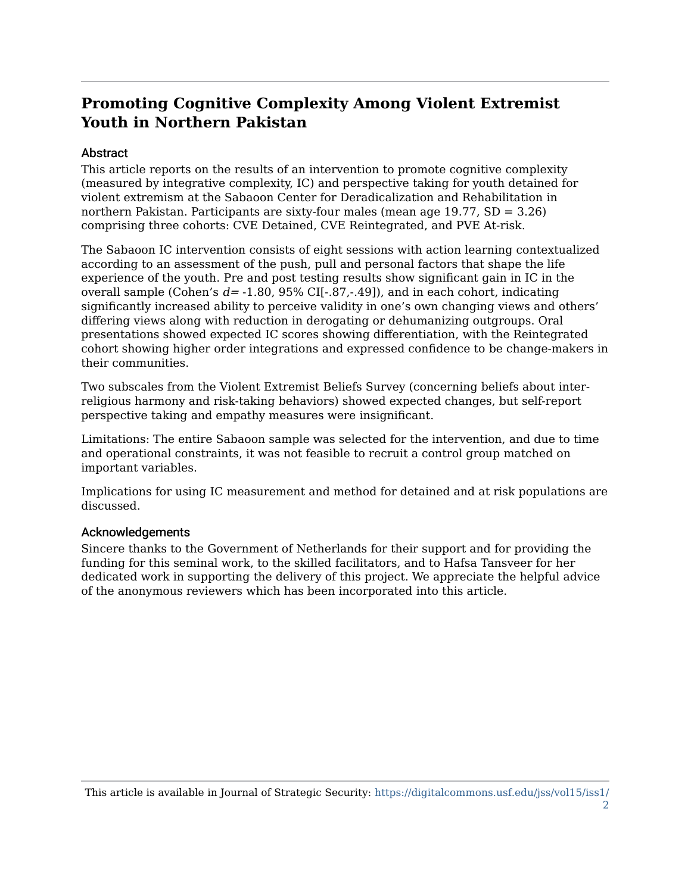# Promoting Cognitive Complexity Among Violent Extremist Youth in Northern Pakistan

## Abstract

This article reports on the results of an intervention to promote cognitive complexity (measured by integrative complexity, IC) and perspective taking for youth detained for violent extremism at the Sabaoon Center for Deradicalization and Rehabilitation in northern Pakistan. Participants are sixty-four males (mean age 19.77, SD = 3.26) comprising three cohorts: CVE Detained, CVE Reintegrated, and PVE At-risk.

The Sabaoon IC intervention consists of eight sessions with action learning contextualized according to an assessment of the push, pull and personal factors that shape the life experience of the youth. Pre and post testing results show significant gain in IC in the overall sample (Cohen's $d$= -1.80, 95% CI[-.87,-.49]), and in each cohort, indicating significantly increased ability to perceive validity in one's own changing views and others' differing views along with reduction in derogating or dehumanizing outgroups. Oral presentations showed expected IC scores showing differentiation, with the Reintegrated cohort showing higher order integrations and expressed confidence to be change-makers in their communities.

Two subscales from the Violent Extremist Beliefs Survey (concerning beliefs about inter-religious harmony and risk-taking behaviors) showed expected changes, but self-report perspective taking and empathy measures were insignificant.

Limitations: The entire Sabaoon sample was selected for the intervention, and due to time and operational constraints, it was not feasible to recruit a control group matched on important variables.

Implications for using IC measurement and method for detained and at risk populations are discussed.

## Acknowledgements

Sincere thanks to the Government of Netherlands for their support and for providing the funding for this seminal work, to the skilled facilitators, and to Hafsa Tansveer for her dedicated work in supporting the delivery of this project. We appreciate the helpful advice of the anonymous reviewers which has been incorporated into this article.

This article is available in Journal of Strategic Security: https://digitalcommons.usf.edu/jss/vol15/iss1/2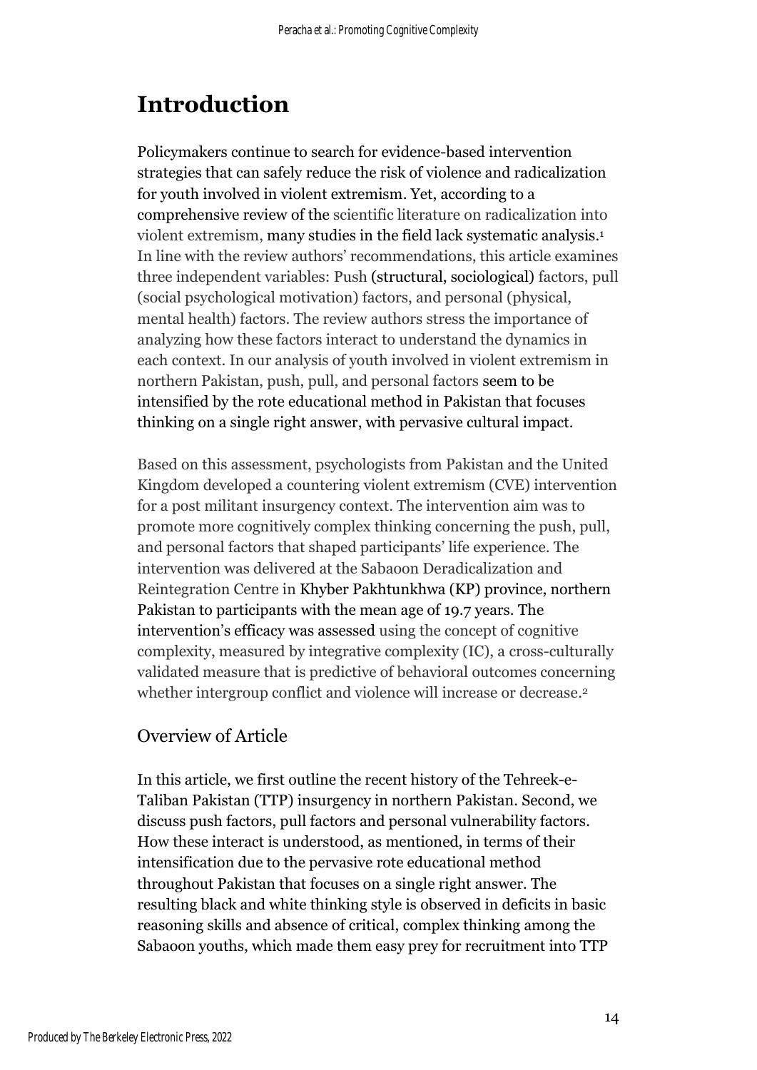# Introduction

Policymakers continue to search for evidence-based intervention strategies that can safely reduce the risk of violence and radicalization for youth involved in violent extremism. Yet, according to a comprehensive review of the scientific literature on radicalization into violent extremism, many studies in the field lack systematic analysis.[1] In line with the review authors' recommendations, this article examines three independent variables: Push (structural, sociological) factors, pull (social psychological motivation) factors, and personal (physical, mental health) factors. The review authors stress the importance of analyzing how these factors interact to understand the dynamics in each context. In our analysis of youth involved in violent extremism in northern Pakistan, push, pull, and personal factors seem to be intensified by the rote educational method in Pakistan that focuses thinking on a single right answer, with pervasive cultural impact.

Based on this assessment, psychologists from Pakistan and the United Kingdom developed a countering violent extremism (CVE) intervention for a post militant insurgency context. The intervention aim was to promote more cognitively complex thinking concerning the push, pull, and personal factors that shaped participants' life experience. The intervention was delivered at the Sabaoon Deradicalization and Reintegration Centre in Khyber Pakhtunkhwa (KP) province, northern Pakistan to participants with the mean age of 19.7 years. The intervention's efficacy was assessed using the concept of cognitive complexity, measured by integrative complexity (IC), a cross-culturally validated measure that is predictive of behavioral outcomes concerning whether intergroup conflict and violence will increase or decrease.[2]

## Overview of Article

In this article, we first outline the recent history of the Tehreek-e-Taliban Pakistan (TTP) insurgency in northern Pakistan. Second, we discuss push factors, pull factors and personal vulnerability factors. How these interact is understood, as mentioned, in terms of their intensification due to the pervasive rote educational method throughout Pakistan that focuses on a single right answer. The resulting black and white thinking style is observed in deficits in basic reasoning skills and absence of critical, complex thinking among the Sabaoon youths, which made them easy prey for recruitment into TTP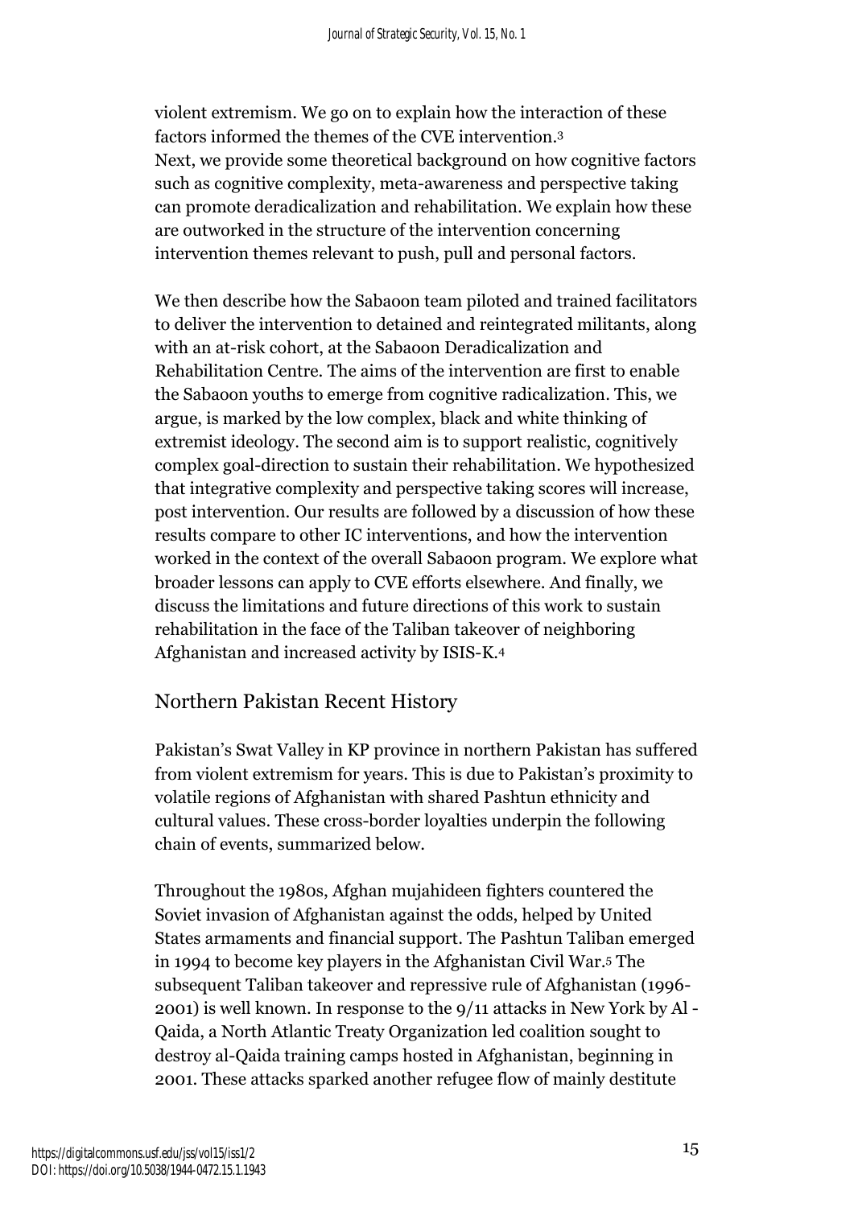violent extremism. We go on to explain how the interaction of these factors informed the themes of the CVE intervention.[3]
Next, we provide some theoretical background on how cognitive factors such as cognitive complexity, meta-awareness and perspective taking can promote deradicalization and rehabilitation. We explain how these are outworked in the structure of the intervention concerning intervention themes relevant to push, pull and personal factors.

We then describe how the Sabaoon team piloted and trained facilitators to deliver the intervention to detained and reintegrated militants, along with an at-risk cohort, at the Sabaoon Deradicalization and Rehabilitation Centre. The aims of the intervention are first to enable the Sabaoon youths to emerge from cognitive radicalization. This, we argue, is marked by the low complex, black and white thinking of extremist ideology. The second aim is to support realistic, cognitively complex goal-direction to sustain their rehabilitation. We hypothesized that integrative complexity and perspective taking scores will increase, post intervention. Our results are followed by a discussion of how these results compare to other IC interventions, and how the intervention worked in the context of the overall Sabaoon program. We explore what broader lessons can apply to CVE efforts elsewhere. And finally, we discuss the limitations and future directions of this work to sustain rehabilitation in the face of the Taliban takeover of neighboring Afghanistan and increased activity by ISIS-K.[4]

## Northern Pakistan Recent History

Pakistan's Swat Valley in KP province in northern Pakistan has suffered from violent extremism for years. This is due to Pakistan's proximity to volatile regions of Afghanistan with shared Pashtun ethnicity and cultural values. These cross-border loyalties underpin the following chain of events, summarized below.

Throughout the 1980s, Afghan mujahideen fighters countered the Soviet invasion of Afghanistan against the odds, helped by United States armaments and financial support. The Pashtun Taliban emerged in 1994 to become key players in the Afghanistan Civil War.[5] The subsequent Taliban takeover and repressive rule of Afghanistan (1996-2001) is well known. In response to the 9/11 attacks in New York by Al - Qaida, a North Atlantic Treaty Organization led coalition sought to destroy al-Qaida training camps hosted in Afghanistan, beginning in 2001. These attacks sparked another refugee flow of mainly destitute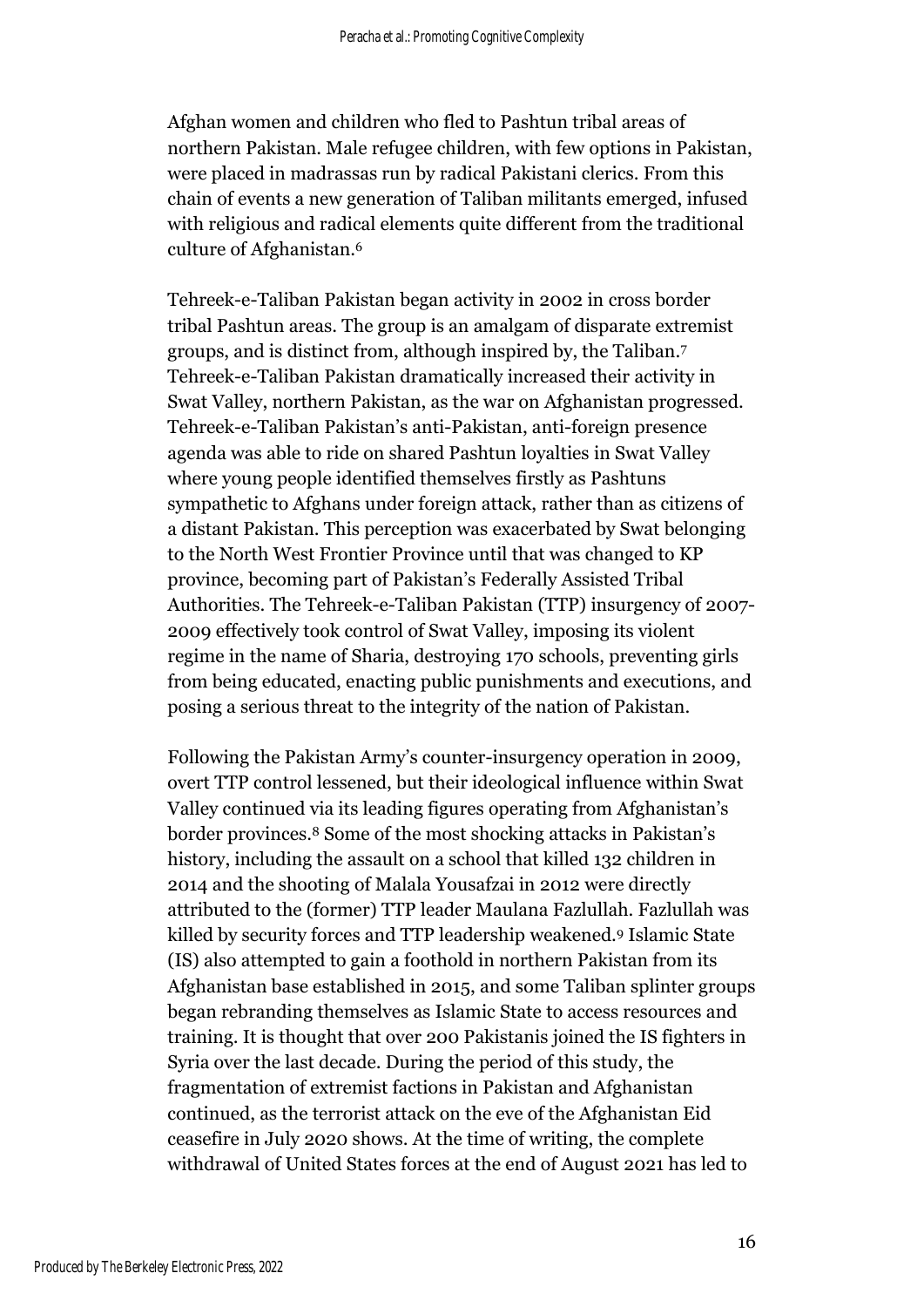Afghan women and children who fled to Pashtun tribal areas of northern Pakistan. Male refugee children, with few options in Pakistan, were placed in madrassas run by radical Pakistani clerics. From this chain of events a new generation of Taliban militants emerged, infused with religious and radical elements quite different from the traditional culture of Afghanistan.[6]

Tehreek-e-Taliban Pakistan began activity in 2002 in cross border tribal Pashtun areas. The group is an amalgam of disparate extremist groups, and is distinct from, although inspired by, the Taliban.[7] Tehreek-e-Taliban Pakistan dramatically increased their activity in Swat Valley, northern Pakistan, as the war on Afghanistan progressed. Tehreek-e-Taliban Pakistan's anti-Pakistan, anti-foreign presence agenda was able to ride on shared Pashtun loyalties in Swat Valley where young people identified themselves firstly as Pashtuns sympathetic to Afghans under foreign attack, rather than as citizens of a distant Pakistan. This perception was exacerbated by Swat belonging to the North West Frontier Province until that was changed to KP province, becoming part of Pakistan's Federally Assisted Tribal Authorities. The Tehreek-e-Taliban Pakistan (TTP) insurgency of 2007-2009 effectively took control of Swat Valley, imposing its violent regime in the name of Sharia, destroying 170 schools, preventing girls from being educated, enacting public punishments and executions, and posing a serious threat to the integrity of the nation of Pakistan.

Following the Pakistan Army's counter-insurgency operation in 2009, overt TTP control lessened, but their ideological influence within Swat Valley continued via its leading figures operating from Afghanistan's border provinces.[8] Some of the most shocking attacks in Pakistan's history, including the assault on a school that killed 132 children in 2014 and the shooting of Malala Yousafzai in 2012 were directly attributed to the (former) TTP leader Maulana Fazlullah. Fazlullah was killed by security forces and TTP leadership weakened.[9] Islamic State (IS) also attempted to gain a foothold in northern Pakistan from its Afghanistan base established in 2015, and some Taliban splinter groups began rebranding themselves as Islamic State to access resources and training. It is thought that over 200 Pakistanis joined the IS fighters in Syria over the last decade. During the period of this study, the fragmentation of extremist factions in Pakistan and Afghanistan continued, as the terrorist attack on the eve of the Afghanistan Eid ceasefire in July 2020 shows. At the time of writing, the complete withdrawal of United States forces at the end of August 2021 has led to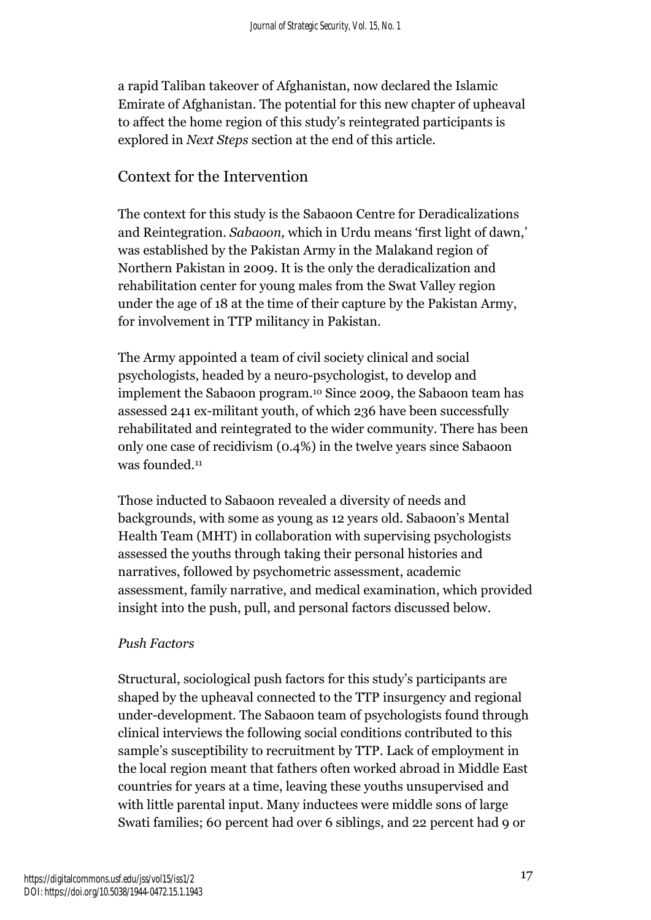a rapid Taliban takeover of Afghanistan, now declared the Islamic Emirate of Afghanistan. The potential for this new chapter of upheaval to affect the home region of this study's reintegrated participants is explored in *Next Steps* section at the end of this article.

## Context for the Intervention

The context for this study is the Sabaoon Centre for Deradicalizations and Reintegration. *Sabaoon,* which in Urdu means 'first light of dawn,' was established by the Pakistan Army in the Malakand region of Northern Pakistan in 2009. It is the only the deradicalization and rehabilitation center for young males from the Swat Valley region under the age of 18 at the time of their capture by the Pakistan Army, for involvement in TTP militancy in Pakistan.

The Army appointed a team of civil society clinical and social psychologists, headed by a neuro-psychologist, to develop and implement the Sabaoon program.[10] Since 2009, the Sabaoon team has assessed 241 ex-militant youth, of which 236 have been successfully rehabilitated and reintegrated to the wider community. There has been only one case of recidivism (0.4%) in the twelve years since Sabaoon was founded.[11]

Those inducted to Sabaoon revealed a diversity of needs and backgrounds, with some as young as 12 years old. Sabaoon's Mental Health Team (MHT) in collaboration with supervising psychologists assessed the youths through taking their personal histories and narratives, followed by psychometric assessment, academic assessment, family narrative, and medical examination, which provided insight into the push, pull, and personal factors discussed below.

### *Push Factors*

Structural, sociological push factors for this study's participants are shaped by the upheaval connected to the TTP insurgency and regional under-development. The Sabaoon team of psychologists found through clinical interviews the following social conditions contributed to this sample's susceptibility to recruitment by TTP. Lack of employment in the local region meant that fathers often worked abroad in Middle East countries for years at a time, leaving these youths unsupervised and with little parental input. Many inductees were middle sons of large Swati families; 60 percent had over 6 siblings, and 22 percent had 9 or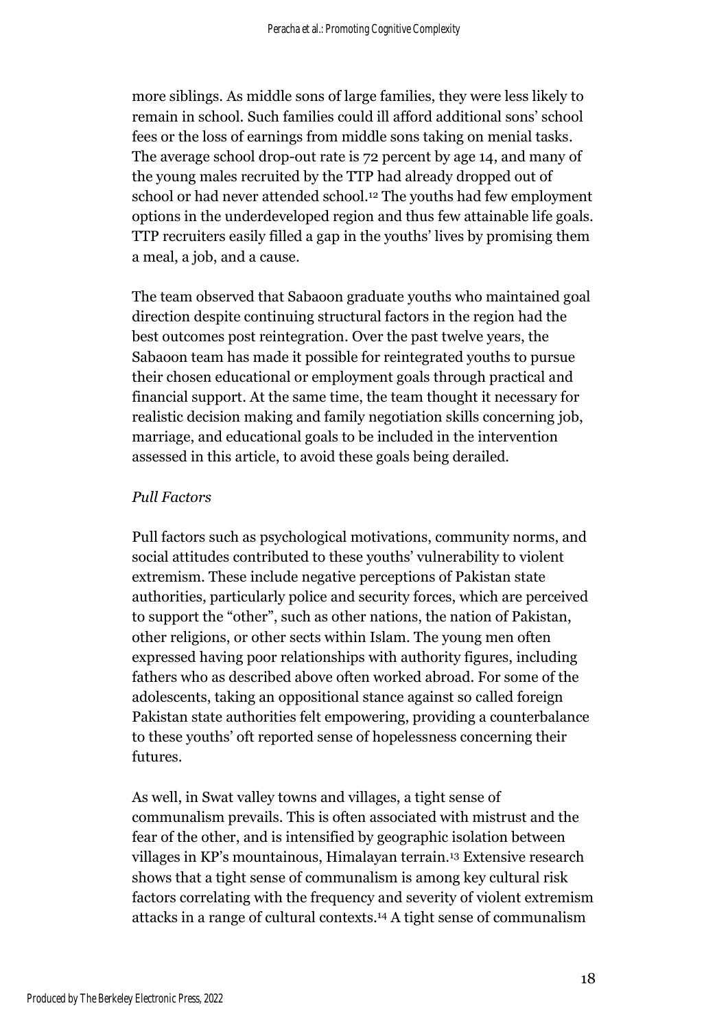more siblings. As middle sons of large families, they were less likely to remain in school. Such families could ill afford additional sons' school fees or the loss of earnings from middle sons taking on menial tasks. The average school drop-out rate is 72 percent by age 14, and many of the young males recruited by the TTP had already dropped out of school or had never attended school.[12] The youths had few employment options in the underdeveloped region and thus few attainable life goals. TTP recruiters easily filled a gap in the youths' lives by promising them a meal, a job, and a cause.

The team observed that Sabaoon graduate youths who maintained goal direction despite continuing structural factors in the region had the best outcomes post reintegration. Over the past twelve years, the Sabaoon team has made it possible for reintegrated youths to pursue their chosen educational or employment goals through practical and financial support. At the same time, the team thought it necessary for realistic decision making and family negotiation skills concerning job, marriage, and educational goals to be included in the intervention assessed in this article, to avoid these goals being derailed.

*Pull Factors*

Pull factors such as psychological motivations, community norms, and social attitudes contributed to these youths' vulnerability to violent extremism. These include negative perceptions of Pakistan state authorities, particularly police and security forces, which are perceived to support the "other", such as other nations, the nation of Pakistan, other religions, or other sects within Islam. The young men often expressed having poor relationships with authority figures, including fathers who as described above often worked abroad. For some of the adolescents, taking an oppositional stance against so called foreign Pakistan state authorities felt empowering, providing a counterbalance to these youths' oft reported sense of hopelessness concerning their futures.

As well, in Swat valley towns and villages, a tight sense of communalism prevails. This is often associated with mistrust and the fear of the other, and is intensified by geographic isolation between villages in KP's mountainous, Himalayan terrain.[13] Extensive research shows that a tight sense of communalism is among key cultural risk factors correlating with the frequency and severity of violent extremism attacks in a range of cultural contexts.[14] A tight sense of communalism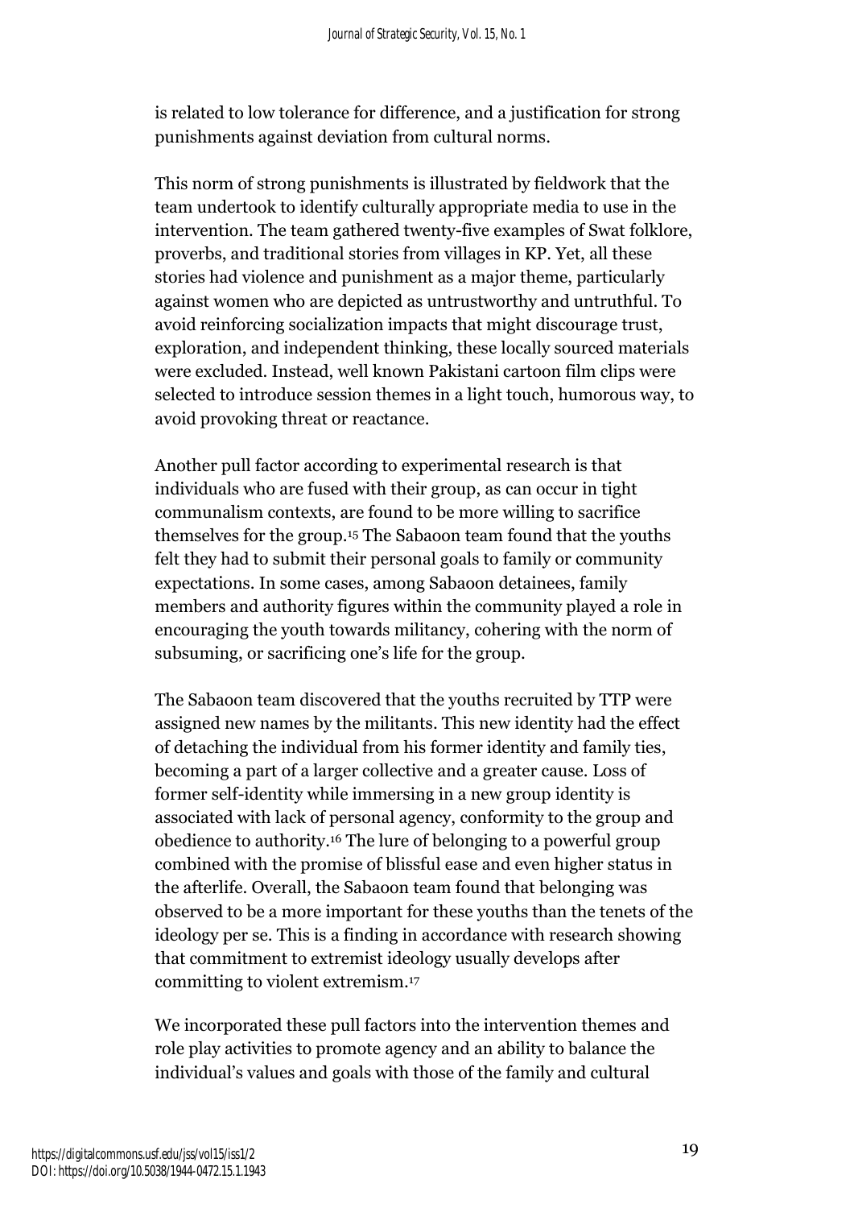is related to low tolerance for difference, and a justification for strong punishments against deviation from cultural norms.

This norm of strong punishments is illustrated by fieldwork that the team undertook to identify culturally appropriate media to use in the intervention. The team gathered twenty-five examples of Swat folklore, proverbs, and traditional stories from villages in KP. Yet, all these stories had violence and punishment as a major theme, particularly against women who are depicted as untrustworthy and untruthful. To avoid reinforcing socialization impacts that might discourage trust, exploration, and independent thinking, these locally sourced materials were excluded. Instead, well known Pakistani cartoon film clips were selected to introduce session themes in a light touch, humorous way, to avoid provoking threat or reactance.

Another pull factor according to experimental research is that individuals who are fused with their group, as can occur in tight communalism contexts, are found to be more willing to sacrifice themselves for the group.[15] The Sabaoon team found that the youths felt they had to submit their personal goals to family or community expectations. In some cases, among Sabaoon detainees, family members and authority figures within the community played a role in encouraging the youth towards militancy, cohering with the norm of subsuming, or sacrificing one's life for the group.

The Sabaoon team discovered that the youths recruited by TTP were assigned new names by the militants. This new identity had the effect of detaching the individual from his former identity and family ties, becoming a part of a larger collective and a greater cause. Loss of former self-identity while immersing in a new group identity is associated with lack of personal agency, conformity to the group and obedience to authority.[16] The lure of belonging to a powerful group combined with the promise of blissful ease and even higher status in the afterlife. Overall, the Sabaoon team found that belonging was observed to be a more important for these youths than the tenets of the ideology per se. This is a finding in accordance with research showing that commitment to extremist ideology usually develops after committing to violent extremism.[17]

We incorporated these pull factors into the intervention themes and role play activities to promote agency and an ability to balance the individual's values and goals with those of the family and cultural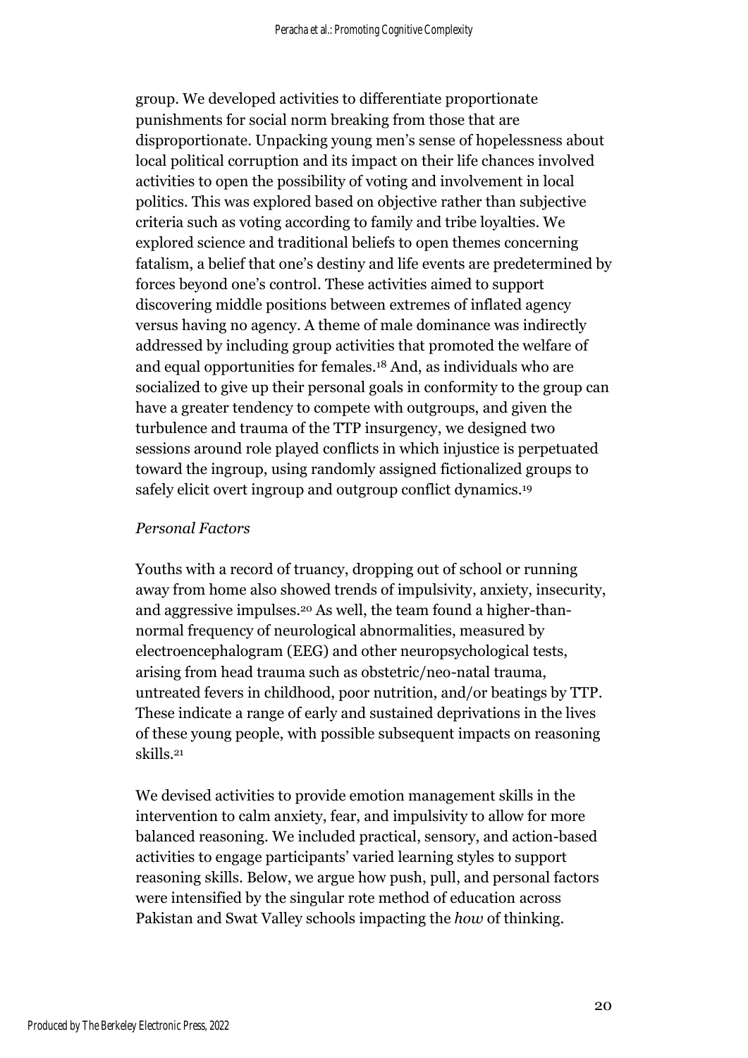group. We developed activities to differentiate proportionate punishments for social norm breaking from those that are disproportionate. Unpacking young men's sense of hopelessness about local political corruption and its impact on their life chances involved activities to open the possibility of voting and involvement in local politics. This was explored based on objective rather than subjective criteria such as voting according to family and tribe loyalties. We explored science and traditional beliefs to open themes concerning fatalism, a belief that one's destiny and life events are predetermined by forces beyond one's control. These activities aimed to support discovering middle positions between extremes of inflated agency versus having no agency. A theme of male dominance was indirectly addressed by including group activities that promoted the welfare of and equal opportunities for females.[18] And, as individuals who are socialized to give up their personal goals in conformity to the group can have a greater tendency to compete with outgroups, and given the turbulence and trauma of the TTP insurgency, we designed two sessions around role played conflicts in which injustice is perpetuated toward the ingroup, using randomly assigned fictionalized groups to safely elicit overt ingroup and outgroup conflict dynamics.[19]

*Personal Factors*

Youths with a record of truancy, dropping out of school or running away from home also showed trends of impulsivity, anxiety, insecurity, and aggressive impulses.[20] As well, the team found a higher-than-normal frequency of neurological abnormalities, measured by electroencephalogram (EEG) and other neuropsychological tests, arising from head trauma such as obstetric/neo-natal trauma, untreated fevers in childhood, poor nutrition, and/or beatings by TTP. These indicate a range of early and sustained deprivations in the lives of these young people, with possible subsequent impacts on reasoning skills.[21]

We devised activities to provide emotion management skills in the intervention to calm anxiety, fear, and impulsivity to allow for more balanced reasoning. We included practical, sensory, and action-based activities to engage participants' varied learning styles to support reasoning skills. Below, we argue how push, pull, and personal factors were intensified by the singular rote method of education across Pakistan and Swat Valley schools impacting the *how* of thinking.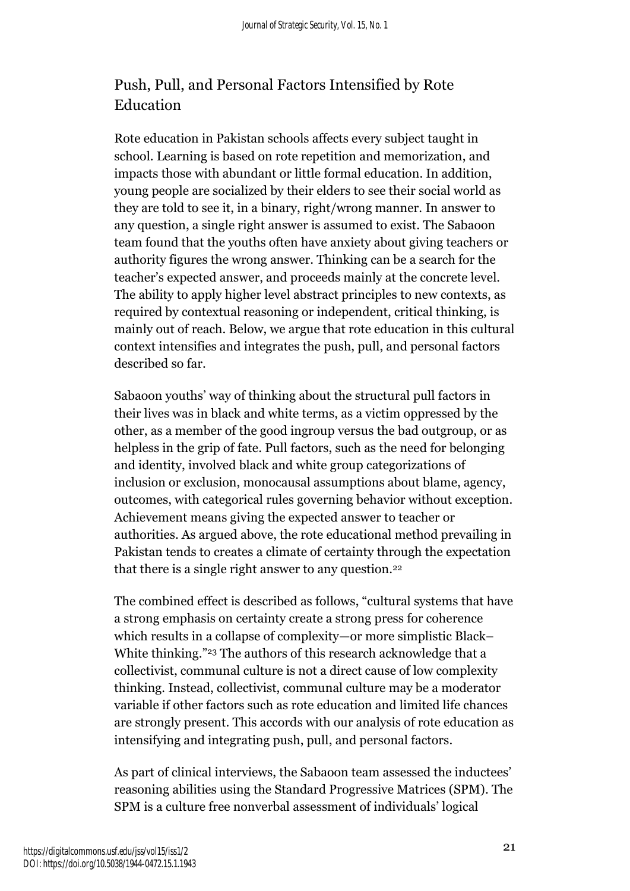## Push, Pull, and Personal Factors Intensified by Rote Education

Rote education in Pakistan schools affects every subject taught in school. Learning is based on rote repetition and memorization, and impacts those with abundant or little formal education. In addition, young people are socialized by their elders to see their social world as they are told to see it, in a binary, right/wrong manner. In answer to any question, a single right answer is assumed to exist. The Sabaoon team found that the youths often have anxiety about giving teachers or authority figures the wrong answer. Thinking can be a search for the teacher's expected answer, and proceeds mainly at the concrete level. The ability to apply higher level abstract principles to new contexts, as required by contextual reasoning or independent, critical thinking, is mainly out of reach. Below, we argue that rote education in this cultural context intensifies and integrates the push, pull, and personal factors described so far.

Sabaoon youths' way of thinking about the structural pull factors in their lives was in black and white terms, as a victim oppressed by the other, as a member of the good ingroup versus the bad outgroup, or as helpless in the grip of fate. Pull factors, such as the need for belonging and identity, involved black and white group categorizations of inclusion or exclusion, monocausal assumptions about blame, agency, outcomes, with categorical rules governing behavior without exception. Achievement means giving the expected answer to teacher or authorities. As argued above, the rote educational method prevailing in Pakistan tends to creates a climate of certainty through the expectation that there is a single right answer to any question.[22]

The combined effect is described as follows, "cultural systems that have a strong emphasis on certainty create a strong press for coherence which results in a collapse of complexity—or more simplistic Black–White thinking."[23] The authors of this research acknowledge that a collectivist, communal culture is not a direct cause of low complexity thinking. Instead, collectivist, communal culture may be a moderator variable if other factors such as rote education and limited life chances are strongly present. This accords with our analysis of rote education as intensifying and integrating push, pull, and personal factors.

As part of clinical interviews, the Sabaoon team assessed the inductees' reasoning abilities using the Standard Progressive Matrices (SPM). The SPM is a culture free nonverbal assessment of individuals' logical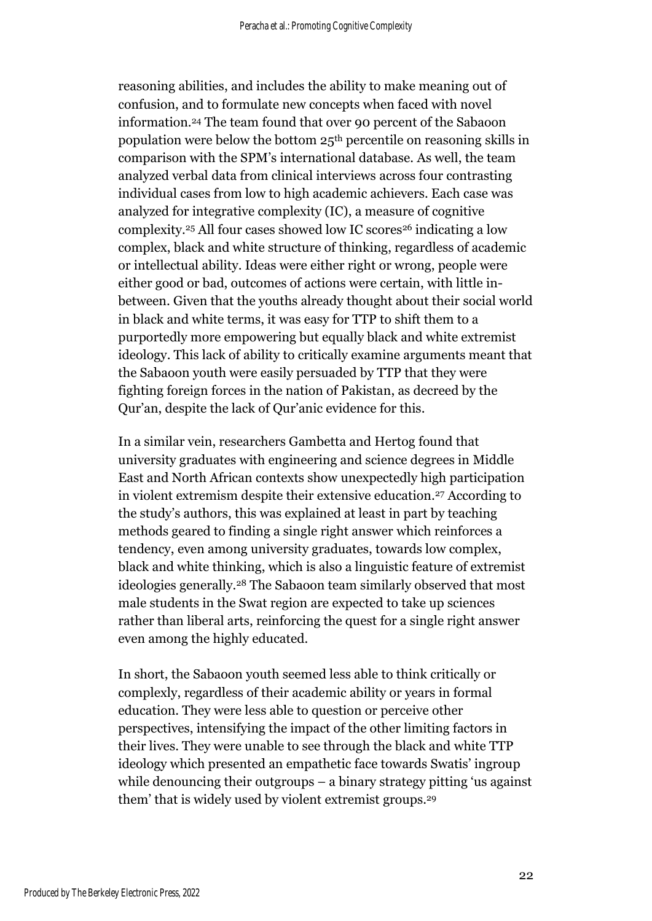reasoning abilities, and includes the ability to make meaning out of confusion, and to formulate new concepts when faced with novel information.[24] The team found that over 90 percent of the Sabaoon population were below the bottom 25th percentile on reasoning skills in comparison with the SPM's international database. As well, the team analyzed verbal data from clinical interviews across four contrasting individual cases from low to high academic achievers. Each case was analyzed for integrative complexity (IC), a measure of cognitive complexity.[25] All four cases showed low IC scores[26] indicating a low complex, black and white structure of thinking, regardless of academic or intellectual ability. Ideas were either right or wrong, people were either good or bad, outcomes of actions were certain, with little in-between. Given that the youths already thought about their social world in black and white terms, it was easy for TTP to shift them to a purportedly more empowering but equally black and white extremist ideology. This lack of ability to critically examine arguments meant that the Sabaoon youth were easily persuaded by TTP that they were fighting foreign forces in the nation of Pakistan, as decreed by the Qur'an, despite the lack of Qur'anic evidence for this.

In a similar vein, researchers Gambetta and Hertog found that university graduates with engineering and science degrees in Middle East and North African contexts show unexpectedly high participation in violent extremism despite their extensive education.[27] According to the study's authors, this was explained at least in part by teaching methods geared to finding a single right answer which reinforces a tendency, even among university graduates, towards low complex, black and white thinking, which is also a linguistic feature of extremist ideologies generally.[28] The Sabaoon team similarly observed that most male students in the Swat region are expected to take up sciences rather than liberal arts, reinforcing the quest for a single right answer even among the highly educated.

In short, the Sabaoon youth seemed less able to think critically or complexly, regardless of their academic ability or years in formal education. They were less able to question or perceive other perspectives, intensifying the impact of the other limiting factors in their lives. They were unable to see through the black and white TTP ideology which presented an empathetic face towards Swatis' ingroup while denouncing their outgroups – a binary strategy pitting 'us against them' that is widely used by violent extremist groups.[29]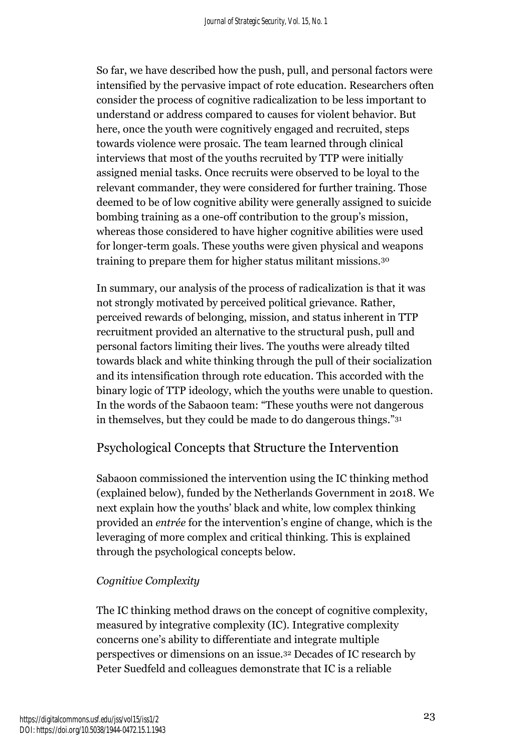So far, we have described how the push, pull, and personal factors were intensified by the pervasive impact of rote education. Researchers often consider the process of cognitive radicalization to be less important to understand or address compared to causes for violent behavior. But here, once the youth were cognitively engaged and recruited, steps towards violence were prosaic. The team learned through clinical interviews that most of the youths recruited by TTP were initially assigned menial tasks. Once recruits were observed to be loyal to the relevant commander, they were considered for further training. Those deemed to be of low cognitive ability were generally assigned to suicide bombing training as a one-off contribution to the group's mission, whereas those considered to have higher cognitive abilities were used for longer-term goals. These youths were given physical and weapons training to prepare them for higher status militant missions.[30]

In summary, our analysis of the process of radicalization is that it was not strongly motivated by perceived political grievance. Rather, perceived rewards of belonging, mission, and status inherent in TTP recruitment provided an alternative to the structural push, pull and personal factors limiting their lives. The youths were already tilted towards black and white thinking through the pull of their socialization and its intensification through rote education. This accorded with the binary logic of TTP ideology, which the youths were unable to question. In the words of the Sabaoon team: "These youths were not dangerous in themselves, but they could be made to do dangerous things."[31]

## Psychological Concepts that Structure the Intervention

Sabaoon commissioned the intervention using the IC thinking method (explained below), funded by the Netherlands Government in 2018. We next explain how the youths' black and white, low complex thinking provided an *entrée* for the intervention's engine of change, which is the leveraging of more complex and critical thinking. This is explained through the psychological concepts below.

### *Cognitive Complexity*

The IC thinking method draws on the concept of cognitive complexity, measured by integrative complexity (IC). Integrative complexity concerns one's ability to differentiate and integrate multiple perspectives or dimensions on an issue.[32] Decades of IC research by Peter Suedfeld and colleagues demonstrate that IC is a reliable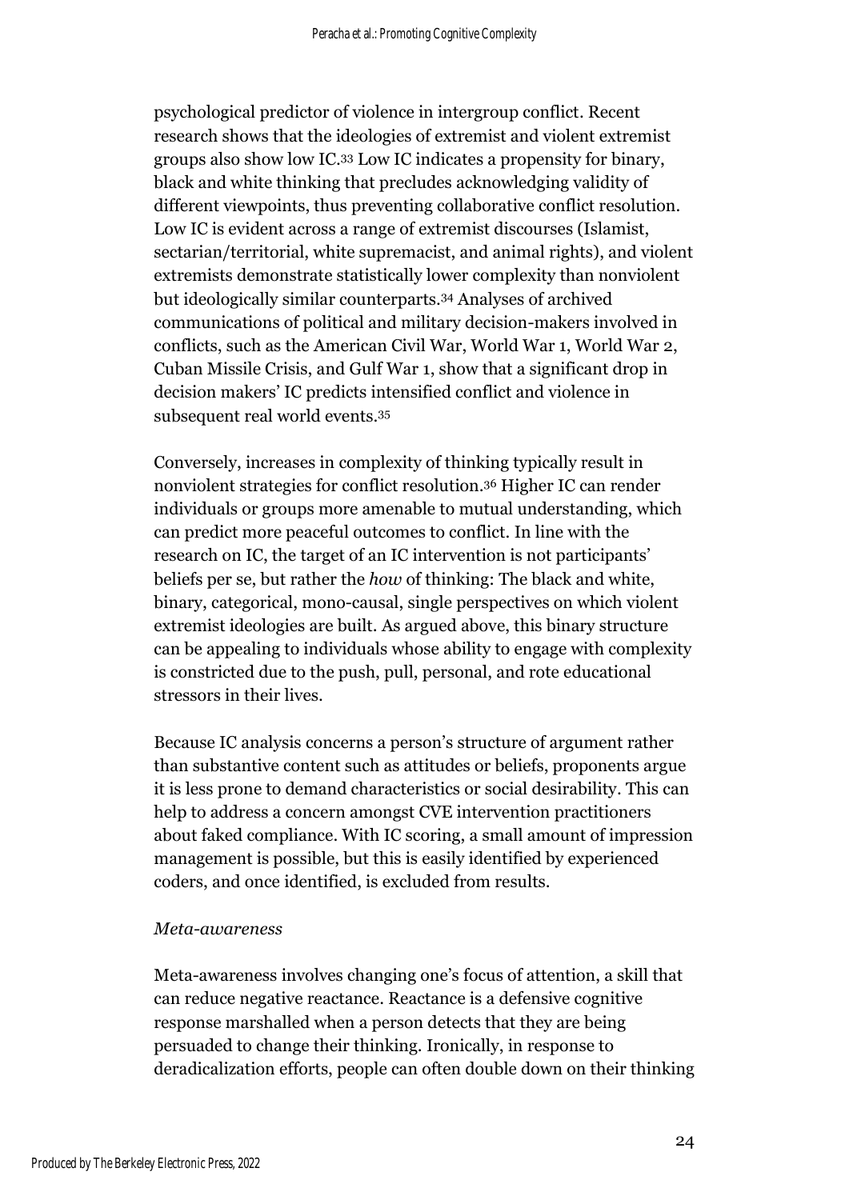psychological predictor of violence in intergroup conflict. Recent research shows that the ideologies of extremist and violent extremist groups also show low IC.[33] Low IC indicates a propensity for binary, black and white thinking that precludes acknowledging validity of different viewpoints, thus preventing collaborative conflict resolution. Low IC is evident across a range of extremist discourses (Islamist, sectarian/territorial, white supremacist, and animal rights), and violent extremists demonstrate statistically lower complexity than nonviolent but ideologically similar counterparts.[34] Analyses of archived communications of political and military decision-makers involved in conflicts, such as the American Civil War, World War 1, World War 2, Cuban Missile Crisis, and Gulf War 1, show that a significant drop in decision makers' IC predicts intensified conflict and violence in subsequent real world events.[35]

Conversely, increases in complexity of thinking typically result in nonviolent strategies for conflict resolution.[36] Higher IC can render individuals or groups more amenable to mutual understanding, which can predict more peaceful outcomes to conflict. In line with the research on IC, the target of an IC intervention is not participants' beliefs per se, but rather the *how* of thinking: The black and white, binary, categorical, mono-causal, single perspectives on which violent extremist ideologies are built. As argued above, this binary structure can be appealing to individuals whose ability to engage with complexity is constricted due to the push, pull, personal, and rote educational stressors in their lives.

Because IC analysis concerns a person's structure of argument rather than substantive content such as attitudes or beliefs, proponents argue it is less prone to demand characteristics or social desirability. This can help to address a concern amongst CVE intervention practitioners about faked compliance. With IC scoring, a small amount of impression management is possible, but this is easily identified by experienced coders, and once identified, is excluded from results.

*Meta-awareness*

Meta-awareness involves changing one's focus of attention, a skill that can reduce negative reactance. Reactance is a defensive cognitive response marshalled when a person detects that they are being persuaded to change their thinking. Ironically, in response to deradicalization efforts, people can often double down on their thinking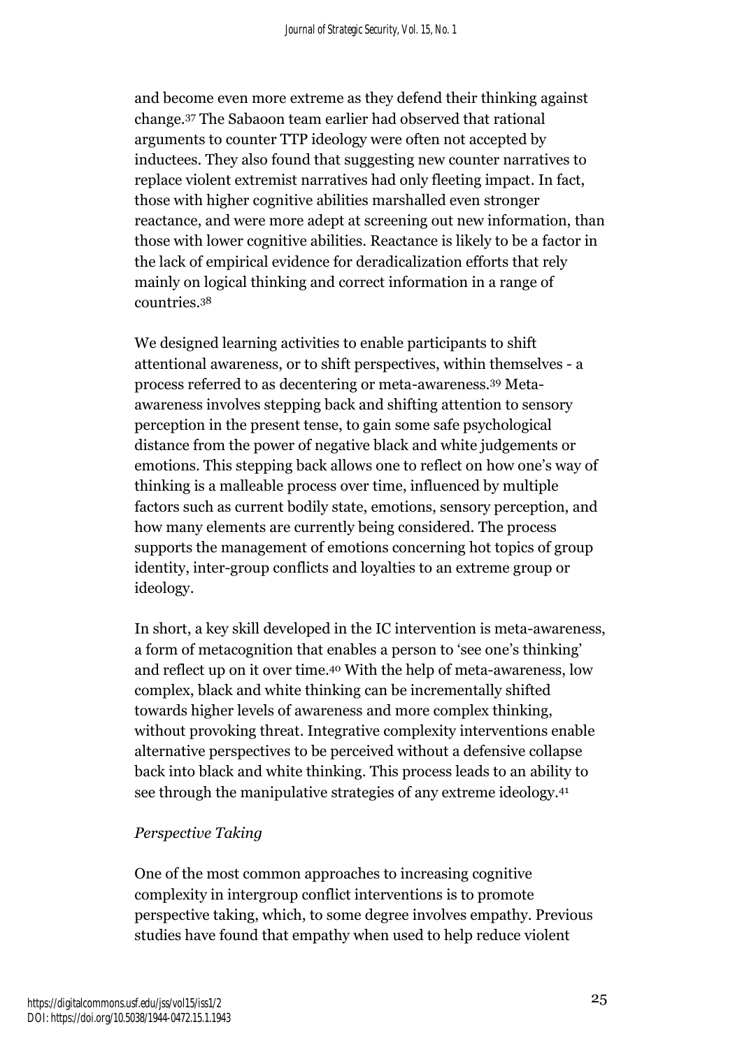and become even more extreme as they defend their thinking against change.[37] The Sabaoon team earlier had observed that rational arguments to counter TTP ideology were often not accepted by inductees. They also found that suggesting new counter narratives to replace violent extremist narratives had only fleeting impact. In fact, those with higher cognitive abilities marshalled even stronger reactance, and were more adept at screening out new information, than those with lower cognitive abilities. Reactance is likely to be a factor in the lack of empirical evidence for deradicalization efforts that rely mainly on logical thinking and correct information in a range of countries.[38]

We designed learning activities to enable participants to shift attentional awareness, or to shift perspectives, within themselves - a process referred to as decentering or meta-awareness.[39] Meta-awareness involves stepping back and shifting attention to sensory perception in the present tense, to gain some safe psychological distance from the power of negative black and white judgements or emotions. This stepping back allows one to reflect on how one's way of thinking is a malleable process over time, influenced by multiple factors such as current bodily state, emotions, sensory perception, and how many elements are currently being considered. The process supports the management of emotions concerning hot topics of group identity, inter-group conflicts and loyalties to an extreme group or ideology.

In short, a key skill developed in the IC intervention is meta-awareness, a form of metacognition that enables a person to 'see one's thinking' and reflect up on it over time.[40] With the help of meta-awareness, low complex, black and white thinking can be incrementally shifted towards higher levels of awareness and more complex thinking, without provoking threat. Integrative complexity interventions enable alternative perspectives to be perceived without a defensive collapse back into black and white thinking. This process leads to an ability to see through the manipulative strategies of any extreme ideology.[41]

*Perspective Taking*

One of the most common approaches to increasing cognitive complexity in intergroup conflict interventions is to promote perspective taking, which, to some degree involves empathy. Previous studies have found that empathy when used to help reduce violent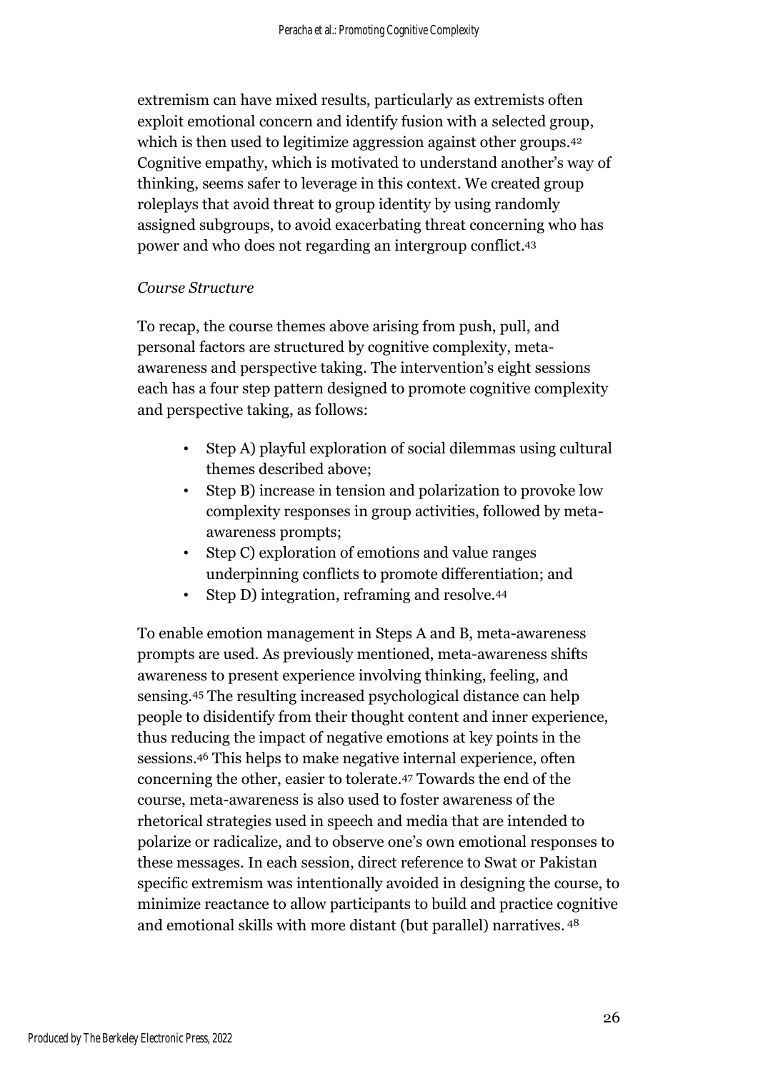extremism can have mixed results, particularly as extremists often exploit emotional concern and identify fusion with a selected group, which is then used to legitimize aggression against other groups.[42] Cognitive empathy, which is motivated to understand another's way of thinking, seems safer to leverage in this context. We created group roleplays that avoid threat to group identity by using randomly assigned subgroups, to avoid exacerbating threat concerning who has power and who does not regarding an intergroup conflict.[43]

*Course Structure*

To recap, the course themes above arising from push, pull, and personal factors are structured by cognitive complexity, meta-awareness and perspective taking. The intervention's eight sessions each has a four step pattern designed to promote cognitive complexity and perspective taking, as follows:

- Step A) playful exploration of social dilemmas using cultural themes described above;
- Step B) increase in tension and polarization to provoke low complexity responses in group activities, followed by meta-awareness prompts;
- Step C) exploration of emotions and value ranges underpinning conflicts to promote differentiation; and
- Step D) integration, reframing and resolve.[44]

To enable emotion management in Steps A and B, meta-awareness prompts are used. As previously mentioned, meta-awareness shifts awareness to present experience involving thinking, feeling, and sensing.[45] The resulting increased psychological distance can help people to disidentify from their thought content and inner experience, thus reducing the impact of negative emotions at key points in the sessions.[46] This helps to make negative internal experience, often concerning the other, easier to tolerate.[47] Towards the end of the course, meta-awareness is also used to foster awareness of the rhetorical strategies used in speech and media that are intended to polarize or radicalize, and to observe one's own emotional responses to these messages. In each session, direct reference to Swat or Pakistan specific extremism was intentionally avoided in designing the course, to minimize reactance to allow participants to build and practice cognitive and emotional skills with more distant (but parallel) narratives.[48]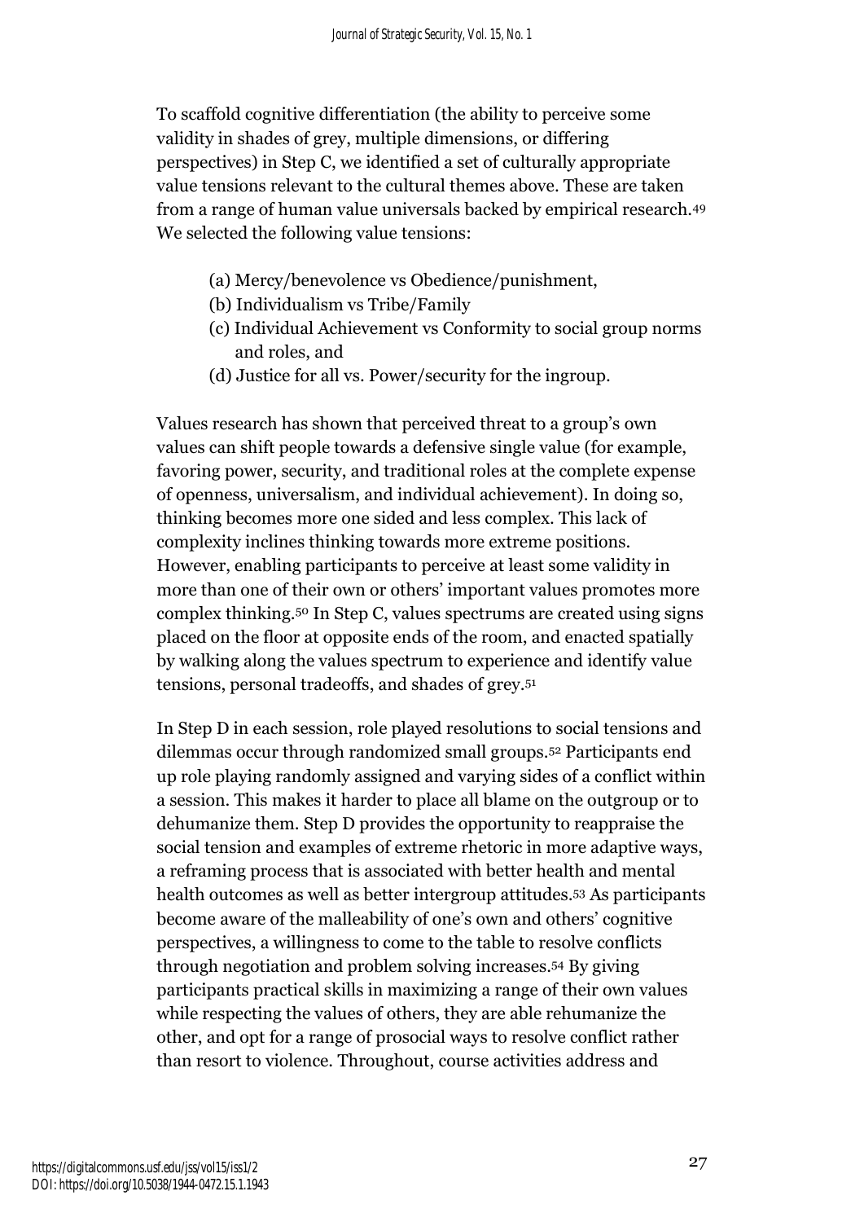To scaffold cognitive differentiation (the ability to perceive some validity in shades of grey, multiple dimensions, or differing perspectives) in Step C, we identified a set of culturally appropriate value tensions relevant to the cultural themes above. These are taken from a range of human value universals backed by empirical research.[49] We selected the following value tensions:

(a) Mercy/benevolence vs Obedience/punishment,
(b) Individualism vs Tribe/Family
(c) Individual Achievement vs Conformity to social group norms and roles, and
(d) Justice for all vs. Power/security for the ingroup.

Values research has shown that perceived threat to a group's own values can shift people towards a defensive single value (for example, favoring power, security, and traditional roles at the complete expense of openness, universalism, and individual achievement). In doing so, thinking becomes more one sided and less complex. This lack of complexity inclines thinking towards more extreme positions. However, enabling participants to perceive at least some validity in more than one of their own or others' important values promotes more complex thinking.[50] In Step C, values spectrums are created using signs placed on the floor at opposite ends of the room, and enacted spatially by walking along the values spectrum to experience and identify value tensions, personal tradeoffs, and shades of grey.[51]

In Step D in each session, role played resolutions to social tensions and dilemmas occur through randomized small groups.[52] Participants end up role playing randomly assigned and varying sides of a conflict within a session. This makes it harder to place all blame on the outgroup or to dehumanize them. Step D provides the opportunity to reappraise the social tension and examples of extreme rhetoric in more adaptive ways, a reframing process that is associated with better health and mental health outcomes as well as better intergroup attitudes.[53] As participants become aware of the malleability of one's own and others' cognitive perspectives, a willingness to come to the table to resolve conflicts through negotiation and problem solving increases.[54] By giving participants practical skills in maximizing a range of their own values while respecting the values of others, they are able rehumanize the other, and opt for a range of prosocial ways to resolve conflict rather than resort to violence. Throughout, course activities address and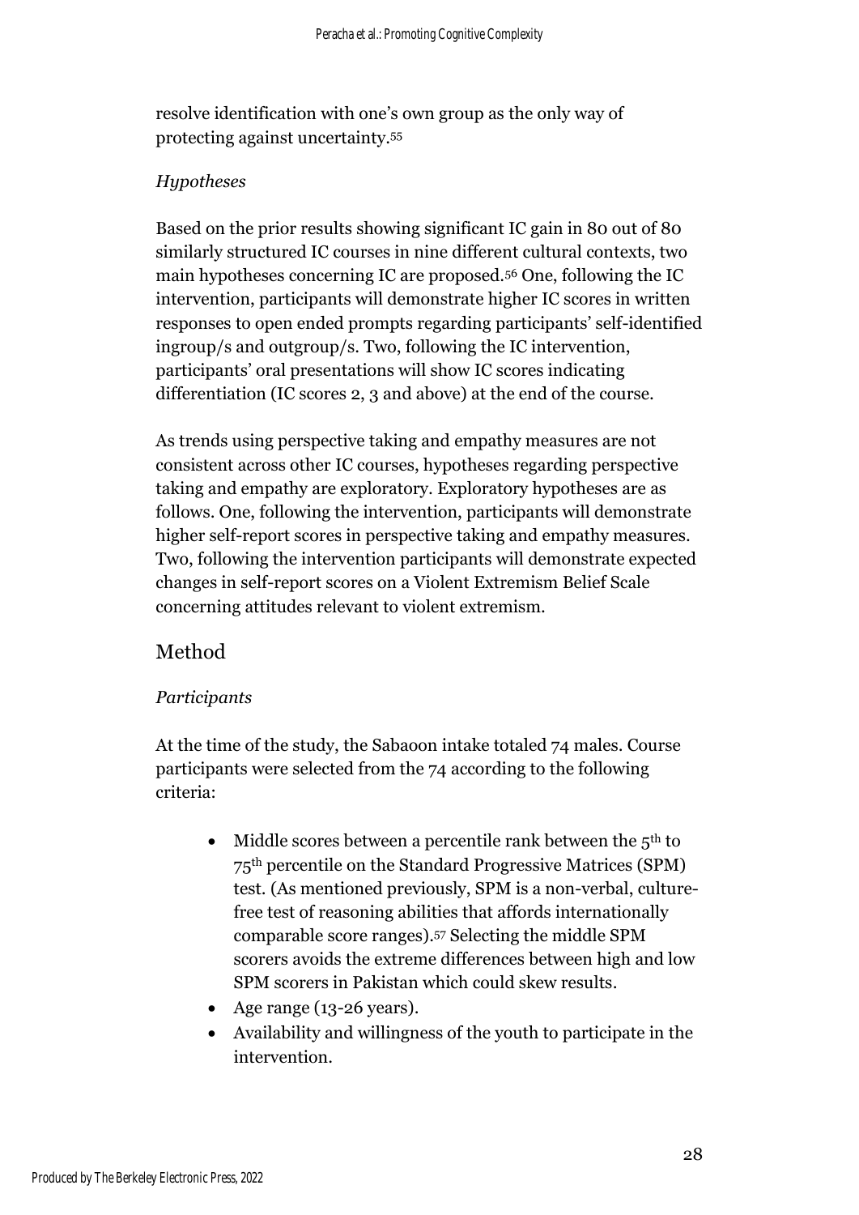resolve identification with one's own group as the only way of protecting against uncertainty.[55]

### *Hypotheses*

Based on the prior results showing significant IC gain in 80 out of 80 similarly structured IC courses in nine different cultural contexts, two main hypotheses concerning IC are proposed.[56] One, following the IC intervention, participants will demonstrate higher IC scores in written responses to open ended prompts regarding participants' self-identified ingroup/s and outgroup/s. Two, following the IC intervention, participants' oral presentations will show IC scores indicating differentiation (IC scores 2, 3 and above) at the end of the course.

As trends using perspective taking and empathy measures are not consistent across other IC courses, hypotheses regarding perspective taking and empathy are exploratory. Exploratory hypotheses are as follows. One, following the intervention, participants will demonstrate higher self-report scores in perspective taking and empathy measures. Two, following the intervention participants will demonstrate expected changes in self-report scores on a Violent Extremism Belief Scale concerning attitudes relevant to violent extremism.

## Method

### *Participants*

At the time of the study, the Sabaoon intake totaled 74 males. Course participants were selected from the 74 according to the following criteria:

- Middle scores between a percentile rank between the 5th to 75th percentile on the Standard Progressive Matrices (SPM) test. (As mentioned previously, SPM is a non-verbal, culture-free test of reasoning abilities that affords internationally comparable score ranges).[57] Selecting the middle SPM scorers avoids the extreme differences between high and low SPM scorers in Pakistan which could skew results.
- Age range (13-26 years).
- Availability and willingness of the youth to participate in the intervention.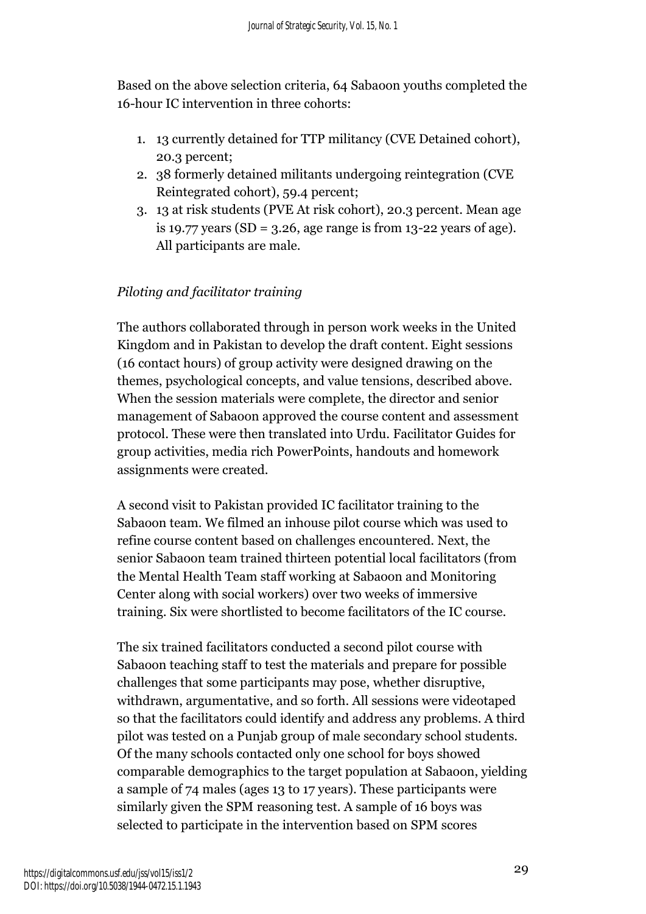Based on the above selection criteria, 64 Sabaoon youths completed the 16-hour IC intervention in three cohorts:

1. 13 currently detained for TTP militancy (CVE Detained cohort), 20.3 percent;
2. 38 formerly detained militants undergoing reintegration (CVE Reintegrated cohort), 59.4 percent;
3. 13 at risk students (PVE At risk cohort), 20.3 percent. Mean age is 19.77 years (SD = 3.26, age range is from 13-22 years of age). All participants are male.

*Piloting and facilitator training*

The authors collaborated through in person work weeks in the United Kingdom and in Pakistan to develop the draft content. Eight sessions (16 contact hours) of group activity were designed drawing on the themes, psychological concepts, and value tensions, described above. When the session materials were complete, the director and senior management of Sabaoon approved the course content and assessment protocol. These were then translated into Urdu. Facilitator Guides for group activities, media rich PowerPoints, handouts and homework assignments were created.

A second visit to Pakistan provided IC facilitator training to the Sabaoon team. We filmed an inhouse pilot course which was used to refine course content based on challenges encountered. Next, the senior Sabaoon team trained thirteen potential local facilitators (from the Mental Health Team staff working at Sabaoon and Monitoring Center along with social workers) over two weeks of immersive training. Six were shortlisted to become facilitators of the IC course.

The six trained facilitators conducted a second pilot course with Sabaoon teaching staff to test the materials and prepare for possible challenges that some participants may pose, whether disruptive, withdrawn, argumentative, and so forth. All sessions were videotaped so that the facilitators could identify and address any problems. A third pilot was tested on a Punjab group of male secondary school students. Of the many schools contacted only one school for boys showed comparable demographics to the target population at Sabaoon, yielding a sample of 74 males (ages 13 to 17 years). These participants were similarly given the SPM reasoning test. A sample of 16 boys was selected to participate in the intervention based on SPM scores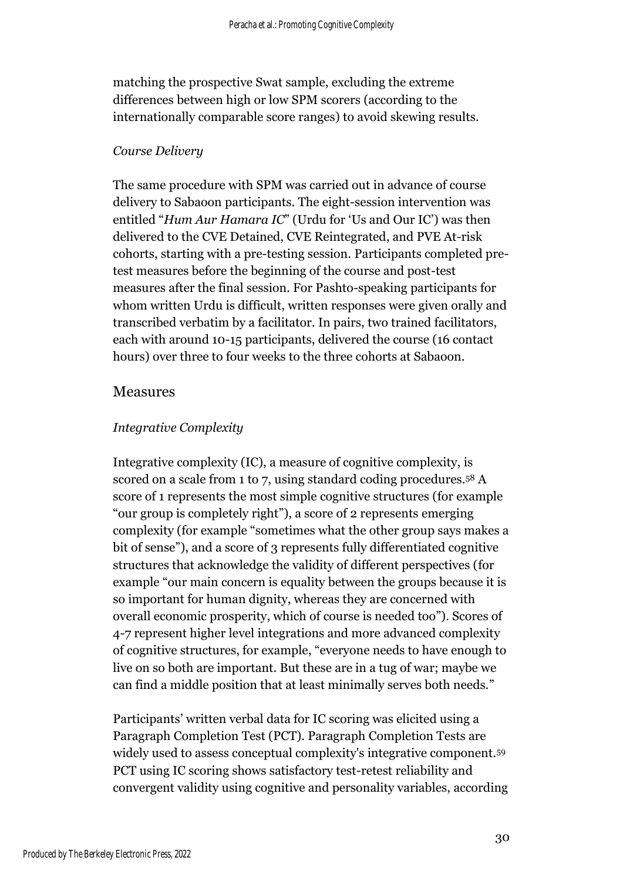matching the prospective Swat sample, excluding the extreme differences between high or low SPM scorers (according to the internationally comparable score ranges) to avoid skewing results.

*Course Delivery*

The same procedure with SPM was carried out in advance of course delivery to Sabaoon participants. The eight-session intervention was entitled "*Hum Aur Hamara IC*" (Urdu for 'Us and Our IC') was then delivered to the CVE Detained, CVE Reintegrated, and PVE At-risk cohorts, starting with a pre-testing session. Participants completed pre-test measures before the beginning of the course and post-test measures after the final session. For Pashto-speaking participants for whom written Urdu is difficult, written responses were given orally and transcribed verbatim by a facilitator. In pairs, two trained facilitators, each with around 10-15 participants, delivered the course (16 contact hours) over three to four weeks to the three cohorts at Sabaoon.

## Measures

*Integrative Complexity*

Integrative complexity (IC), a measure of cognitive complexity, is scored on a scale from 1 to 7, using standard coding procedures.[58] A score of 1 represents the most simple cognitive structures (for example "our group is completely right"), a score of 2 represents emerging complexity (for example "sometimes what the other group says makes a bit of sense"), and a score of 3 represents fully differentiated cognitive structures that acknowledge the validity of different perspectives (for example "our main concern is equality between the groups because it is so important for human dignity, whereas they are concerned with overall economic prosperity, which of course is needed too"). Scores of 4-7 represent higher level integrations and more advanced complexity of cognitive structures, for example, "everyone needs to have enough to live on so both are important. But these are in a tug of war; maybe we can find a middle position that at least minimally serves both needs."

Participants' written verbal data for IC scoring was elicited using a Paragraph Completion Test (PCT). Paragraph Completion Tests are widely used to assess conceptual complexity's integrative component.[59] PCT using IC scoring shows satisfactory test-retest reliability and convergent validity using cognitive and personality variables, according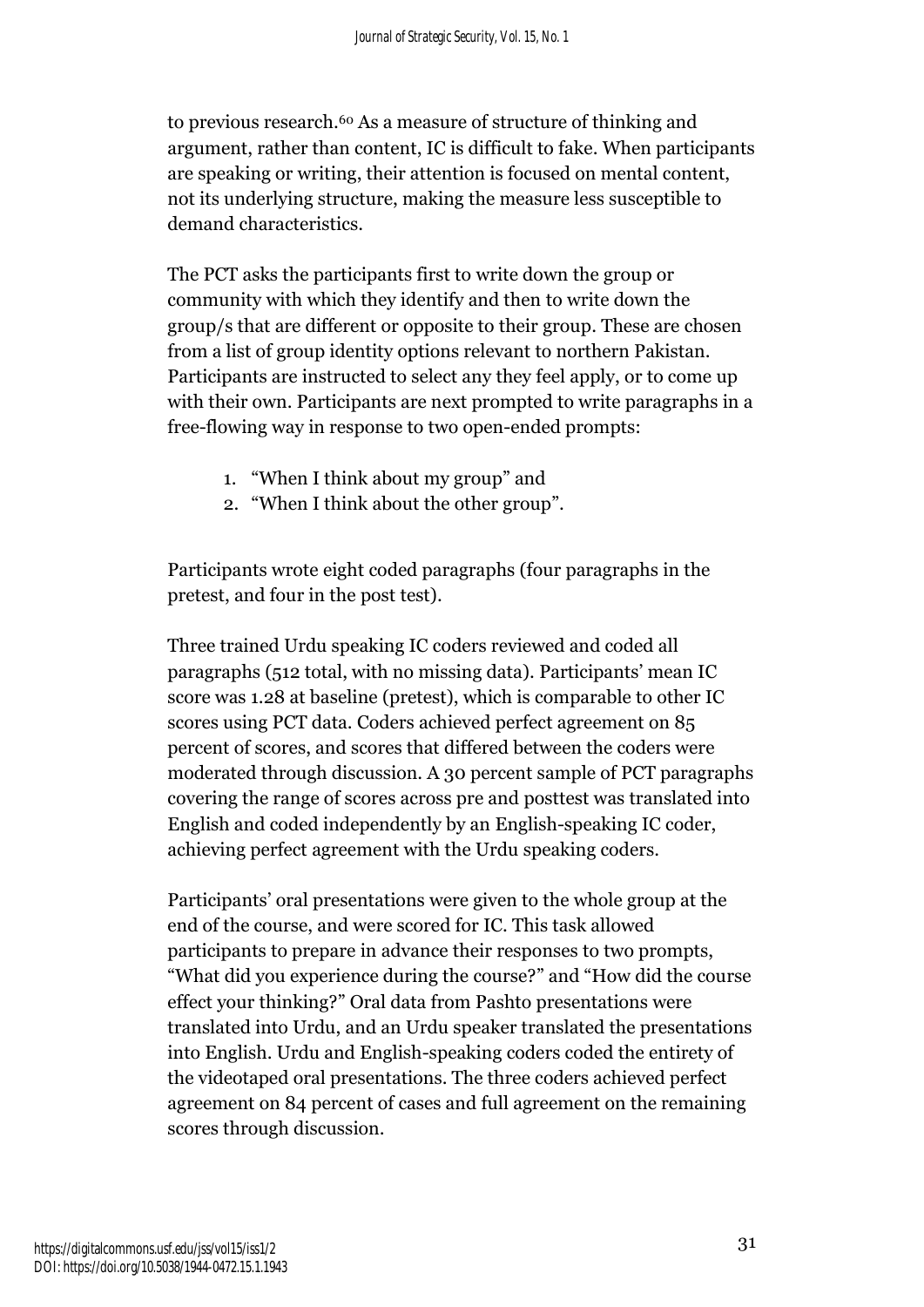to previous research.[60] As a measure of structure of thinking and argument, rather than content, IC is difficult to fake. When participants are speaking or writing, their attention is focused on mental content, not its underlying structure, making the measure less susceptible to demand characteristics.

The PCT asks the participants first to write down the group or community with which they identify and then to write down the group/s that are different or opposite to their group. These are chosen from a list of group identity options relevant to northern Pakistan. Participants are instructed to select any they feel apply, or to come up with their own. Participants are next prompted to write paragraphs in a free-flowing way in response to two open-ended prompts:

1. "When I think about my group" and
2. "When I think about the other group".

Participants wrote eight coded paragraphs (four paragraphs in the pretest, and four in the post test).

Three trained Urdu speaking IC coders reviewed and coded all paragraphs (512 total, with no missing data). Participants' mean IC score was 1.28 at baseline (pretest), which is comparable to other IC scores using PCT data. Coders achieved perfect agreement on 85 percent of scores, and scores that differed between the coders were moderated through discussion. A 30 percent sample of PCT paragraphs covering the range of scores across pre and posttest was translated into English and coded independently by an English-speaking IC coder, achieving perfect agreement with the Urdu speaking coders.

Participants' oral presentations were given to the whole group at the end of the course, and were scored for IC. This task allowed participants to prepare in advance their responses to two prompts, "What did you experience during the course?" and "How did the course effect your thinking?" Oral data from Pashto presentations were translated into Urdu, and an Urdu speaker translated the presentations into English. Urdu and English-speaking coders coded the entirety of the videotaped oral presentations. The three coders achieved perfect agreement on 84 percent of cases and full agreement on the remaining scores through discussion.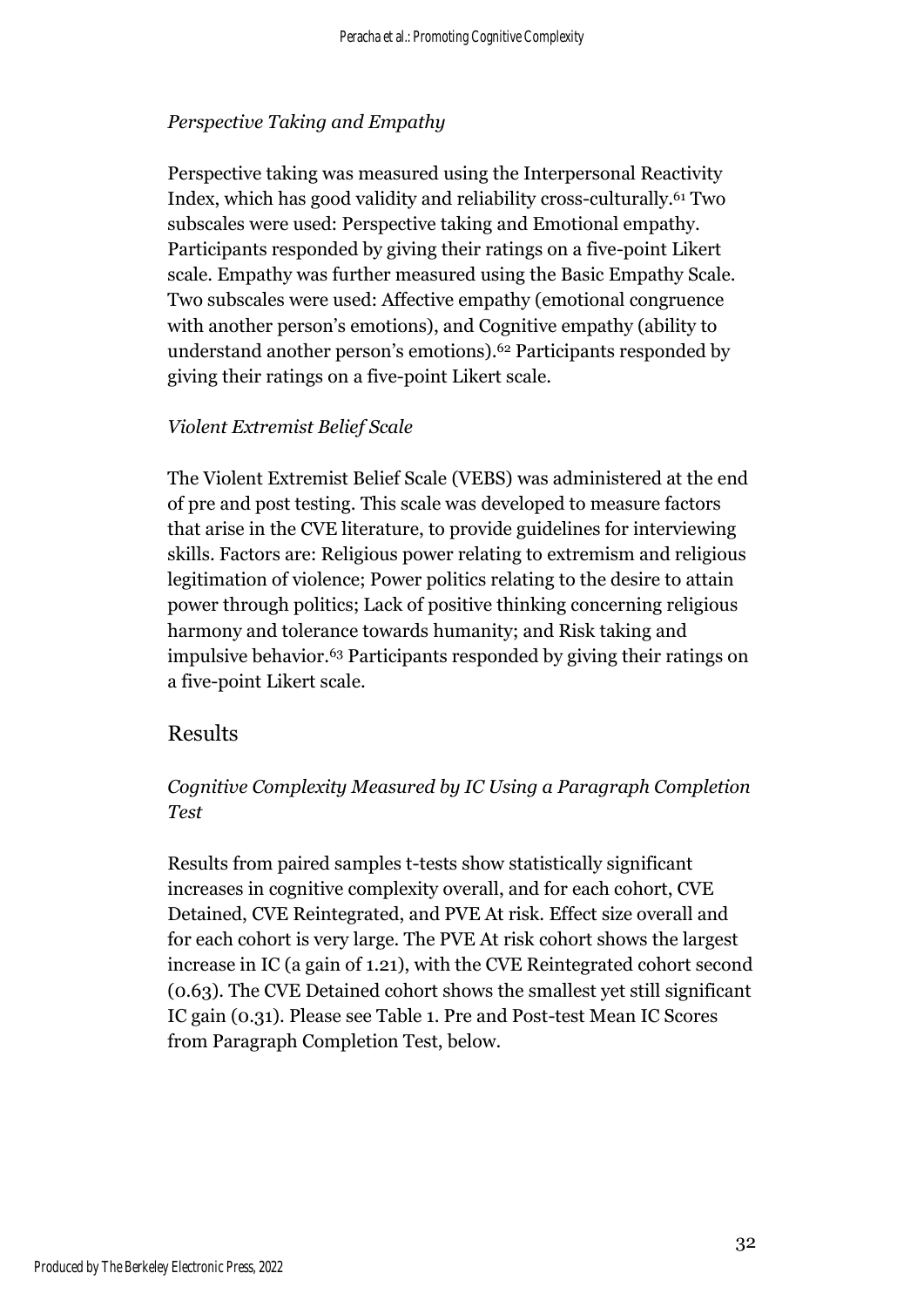### *Perspective Taking and Empathy*

Perspective taking was measured using the Interpersonal Reactivity Index, which has good validity and reliability cross-culturally.[61] Two subscales were used: Perspective taking and Emotional empathy. Participants responded by giving their ratings on a five-point Likert scale. Empathy was further measured using the Basic Empathy Scale. Two subscales were used: Affective empathy (emotional congruence with another person's emotions), and Cognitive empathy (ability to understand another person's emotions).[62] Participants responded by giving their ratings on a five-point Likert scale.

### *Violent Extremist Belief Scale*

The Violent Extremist Belief Scale (VEBS) was administered at the end of pre and post testing. This scale was developed to measure factors that arise in the CVE literature, to provide guidelines for interviewing skills. Factors are: Religious power relating to extremism and religious legitimation of violence; Power politics relating to the desire to attain power through politics; Lack of positive thinking concerning religious harmony and tolerance towards humanity; and Risk taking and impulsive behavior.[63] Participants responded by giving their ratings on a five-point Likert scale.

## Results

### *Cognitive Complexity Measured by IC Using a Paragraph Completion Test*

Results from paired samples t-tests show statistically significant increases in cognitive complexity overall, and for each cohort, CVE Detained, CVE Reintegrated, and PVE At risk. Effect size overall and for each cohort is very large. The PVE At risk cohort shows the largest increase in IC (a gain of 1.21), with the CVE Reintegrated cohort second (0.63). The CVE Detained cohort shows the smallest yet still significant IC gain (0.31). Please see Table 1. Pre and Post-test Mean IC Scores from Paragraph Completion Test, below.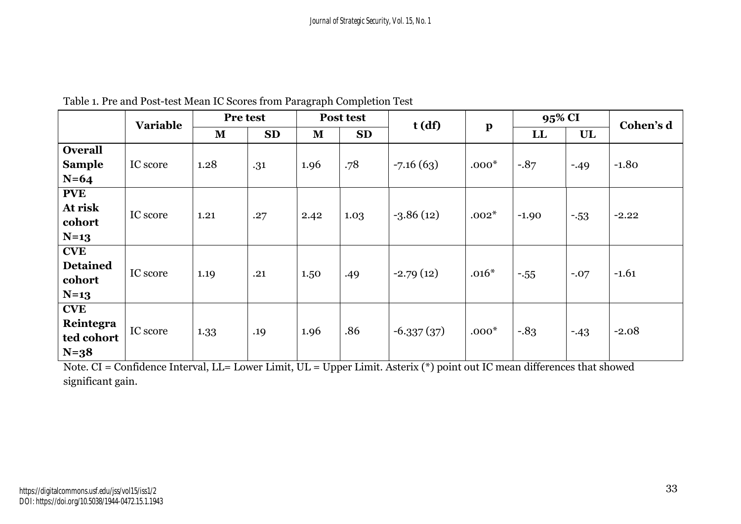Table 1. Pre and Post-test Mean IC Scores from Paragraph Completion Test

| | Variable | Pre test | | Post test | | t (df) | p | 95% CI | | Cohen's d |
|---|---|---|---|---|---|---|---|---|---|---|
| | | M | SD | M | SD | | | LL | UL | |
| **Overall Sample N=64** | IC score | 1.28 | .31 | 1.96 | .78 | -7.16 (63) | .000* | -.87 | -.49 | -1.80 |
| **PVE At risk cohort N=13** | IC score | 1.21 | .27 | 2.42 | 1.03 | -3.86 (12) | .002* | -1.90 | -.53 | -2.22 |
| **CVE Detained cohort N=13** | IC score | 1.19 | .21 | 1.50 | .49 | -2.79 (12) | .016* | -.55 | -.07 | -1.61 |
| **CVE Reintegrated cohort N=38** | IC score | 1.33 | .19 | 1.96 | .86 | -6.337 (37) | .000* | -.83 | -.43 | -2.08 |

Note. CI = Confidence Interval, LL= Lower Limit, UL = Upper Limit. Asterix (*) point out IC mean differences that showed significant gain.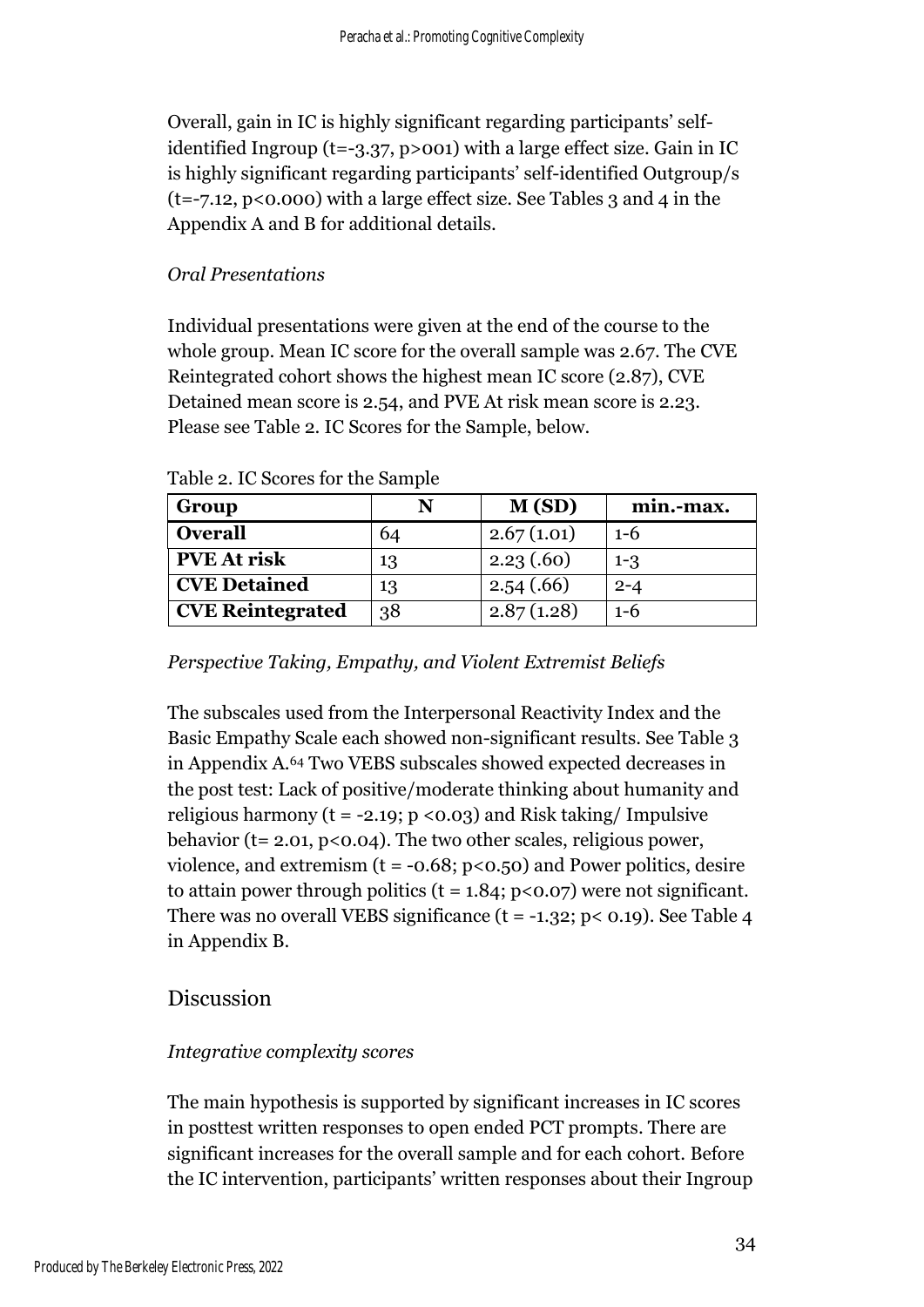Overall, gain in IC is highly significant regarding participants' self-identified Ingroup ($t=-3.37$, $p>001$) with a large effect size. Gain in IC is highly significant regarding participants' self-identified Outgroup/s ($t=-7.12$, $p<0.000$) with a large effect size. See Tables 3 and 4 in the Appendix A and B for additional details.

*Oral Presentations*

Individual presentations were given at the end of the course to the whole group. Mean IC score for the overall sample was 2.67. The CVE Reintegrated cohort shows the highest mean IC score (2.87), CVE Detained mean score is 2.54, and PVE At risk mean score is 2.23. Please see Table 2. IC Scores for the Sample, below.

Table 2. IC Scores for the Sample

| Group | N | M (SD) | min.-max. |
|---|---|---|---|
| **Overall** | 64 | 2.67 (1.01) | 1-6 |
| **PVE At risk** | 13 | 2.23 (.60) | 1-3 |
| **CVE Detained** | 13 | 2.54 (.66) | 2-4 |
| **CVE Reintegrated** | 38 | 2.87 (1.28) | 1-6 |

*Perspective Taking, Empathy, and Violent Extremist Beliefs*

The subscales used from the Interpersonal Reactivity Index and the Basic Empathy Scale each showed non-significant results. See Table 3 in Appendix A.[64] Two VEBS subscales showed expected decreases in the post test: Lack of positive/moderate thinking about humanity and religious harmony ($t = -2.19$; $p < 0.03$) and Risk taking/ Impulsive behavior ($t= 2.01$, $p<0.04$). The two other scales, religious power, violence, and extremism ($t = -0.68$; $p<0.50$) and Power politics, desire to attain power through politics ($t = 1.84$; $p<0.07$) were not significant. There was no overall VEBS significance ($t = -1.32$; $p< 0.19$). See Table 4 in Appendix B.

## Discussion

*Integrative complexity scores*

The main hypothesis is supported by significant increases in IC scores in posttest written responses to open ended PCT prompts. There are significant increases for the overall sample and for each cohort. Before the IC intervention, participants' written responses about their Ingroup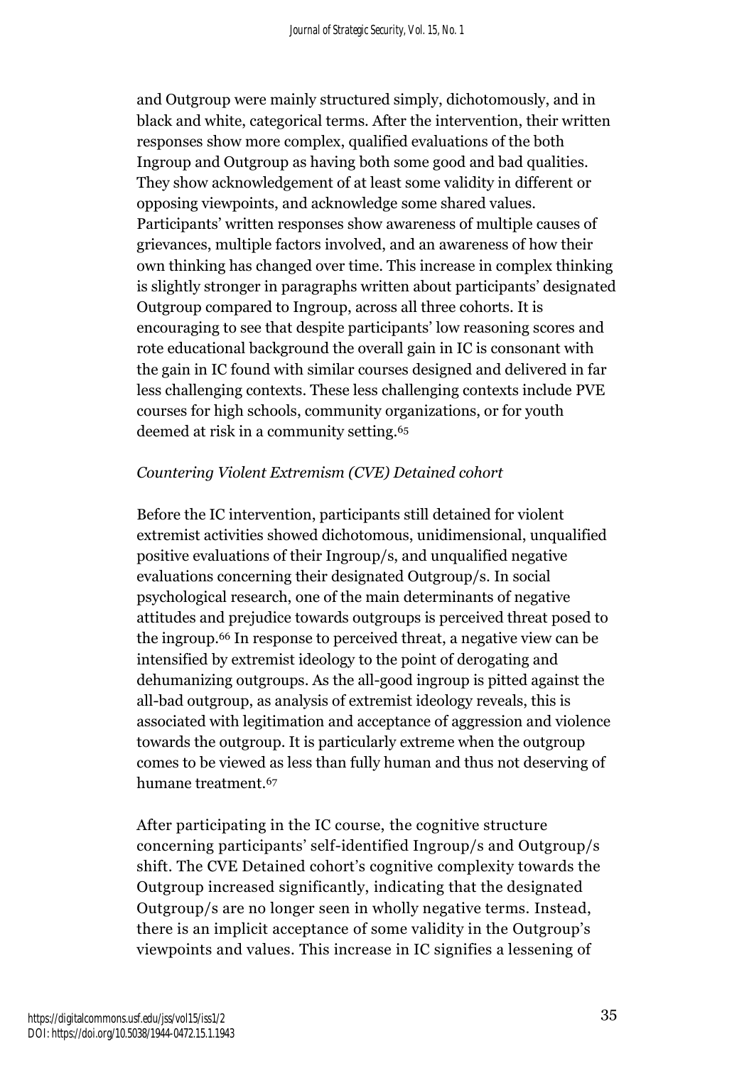and Outgroup were mainly structured simply, dichotomously, and in black and white, categorical terms. After the intervention, their written responses show more complex, qualified evaluations of the both Ingroup and Outgroup as having both some good and bad qualities. They show acknowledgement of at least some validity in different or opposing viewpoints, and acknowledge some shared values. Participants' written responses show awareness of multiple causes of grievances, multiple factors involved, and an awareness of how their own thinking has changed over time. This increase in complex thinking is slightly stronger in paragraphs written about participants' designated Outgroup compared to Ingroup, across all three cohorts. It is encouraging to see that despite participants' low reasoning scores and rote educational background the overall gain in IC is consonant with the gain in IC found with similar courses designed and delivered in far less challenging contexts. These less challenging contexts include PVE courses for high schools, community organizations, or for youth deemed at risk in a community setting.[65]

*Countering Violent Extremism (CVE) Detained cohort*

Before the IC intervention, participants still detained for violent extremist activities showed dichotomous, unidimensional, unqualified positive evaluations of their Ingroup/s, and unqualified negative evaluations concerning their designated Outgroup/s. In social psychological research, one of the main determinants of negative attitudes and prejudice towards outgroups is perceived threat posed to the ingroup.[66] In response to perceived threat, a negative view can be intensified by extremist ideology to the point of derogating and dehumanizing outgroups. As the all-good ingroup is pitted against the all-bad outgroup, as analysis of extremist ideology reveals, this is associated with legitimation and acceptance of aggression and violence towards the outgroup. It is particularly extreme when the outgroup comes to be viewed as less than fully human and thus not deserving of humane treatment.[67]

After participating in the IC course, the cognitive structure concerning participants' self-identified Ingroup/s and Outgroup/s shift. The CVE Detained cohort's cognitive complexity towards the Outgroup increased significantly, indicating that the designated Outgroup/s are no longer seen in wholly negative terms. Instead, there is an implicit acceptance of some validity in the Outgroup's viewpoints and values. This increase in IC signifies a lessening of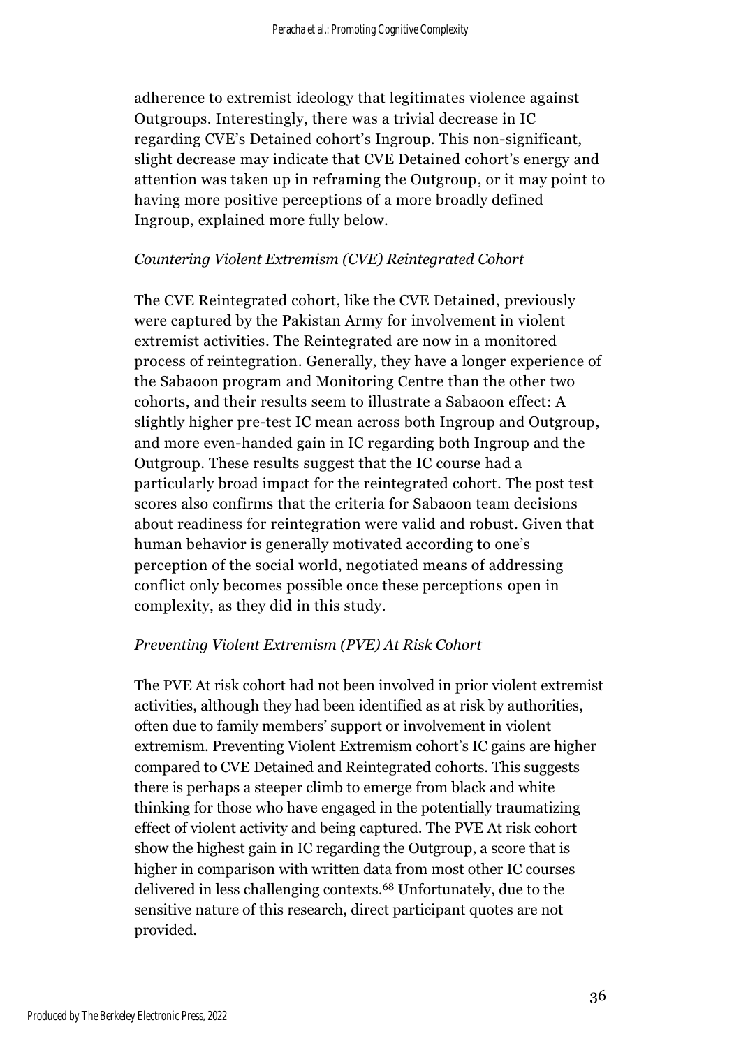adherence to extremist ideology that legitimates violence against Outgroups. Interestingly, there was a trivial decrease in IC regarding CVE's Detained cohort's Ingroup. This non-significant, slight decrease may indicate that CVE Detained cohort's energy and attention was taken up in reframing the Outgroup, or it may point to having more positive perceptions of a more broadly defined Ingroup, explained more fully below.

*Countering Violent Extremism (CVE) Reintegrated Cohort*

The CVE Reintegrated cohort, like the CVE Detained, previously were captured by the Pakistan Army for involvement in violent extremist activities. The Reintegrated are now in a monitored process of reintegration. Generally, they have a longer experience of the Sabaoon program and Monitoring Centre than the other two cohorts, and their results seem to illustrate a Sabaoon effect: A slightly higher pre-test IC mean across both Ingroup and Outgroup, and more even-handed gain in IC regarding both Ingroup and the Outgroup. These results suggest that the IC course had a particularly broad impact for the reintegrated cohort. The post test scores also confirms that the criteria for Sabaoon team decisions about readiness for reintegration were valid and robust. Given that human behavior is generally motivated according to one's perception of the social world, negotiated means of addressing conflict only becomes possible once these perceptions open in complexity, as they did in this study.

*Preventing Violent Extremism (PVE) At Risk Cohort*

The PVE At risk cohort had not been involved in prior violent extremist activities, although they had been identified as at risk by authorities, often due to family members' support or involvement in violent extremism. Preventing Violent Extremism cohort's IC gains are higher compared to CVE Detained and Reintegrated cohorts. This suggests there is perhaps a steeper climb to emerge from black and white thinking for those who have engaged in the potentially traumatizing effect of violent activity and being captured. The PVE At risk cohort show the highest gain in IC regarding the Outgroup, a score that is higher in comparison with written data from most other IC courses delivered in less challenging contexts.[68] Unfortunately, due to the sensitive nature of this research, direct participant quotes are not provided.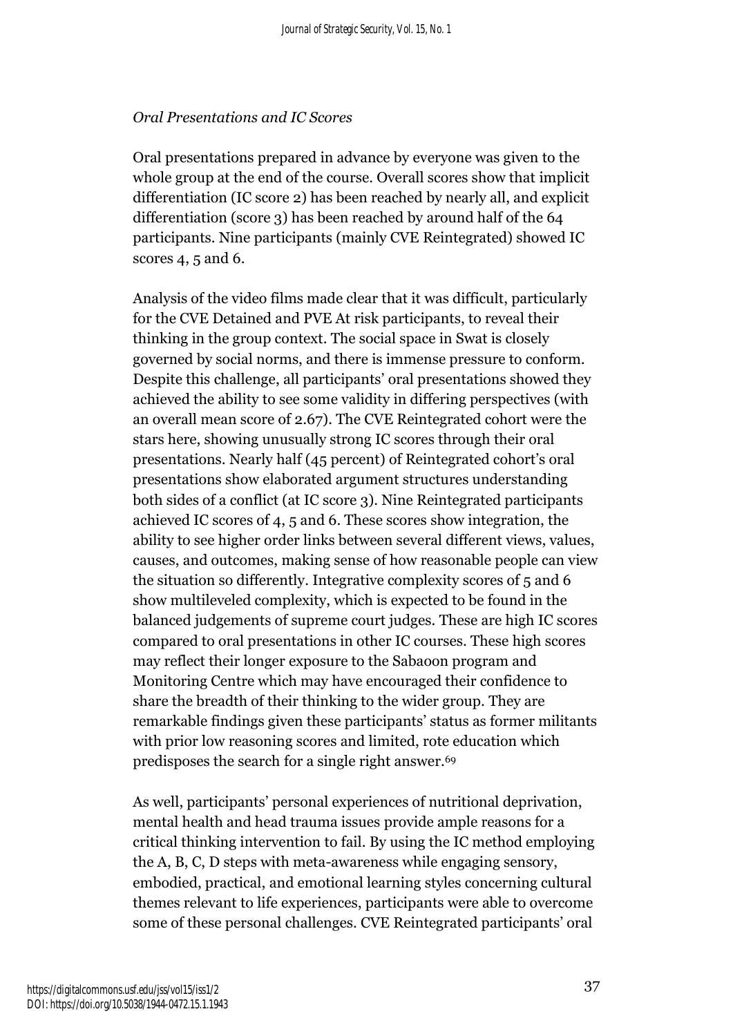*Oral Presentations and IC Scores*

Oral presentations prepared in advance by everyone was given to the whole group at the end of the course. Overall scores show that implicit differentiation (IC score 2) has been reached by nearly all, and explicit differentiation (score 3) has been reached by around half of the 64 participants. Nine participants (mainly CVE Reintegrated) showed IC scores 4, 5 and 6.

Analysis of the video films made clear that it was difficult, particularly for the CVE Detained and PVE At risk participants, to reveal their thinking in the group context. The social space in Swat is closely governed by social norms, and there is immense pressure to conform. Despite this challenge, all participants' oral presentations showed they achieved the ability to see some validity in differing perspectives (with an overall mean score of 2.67). The CVE Reintegrated cohort were the stars here, showing unusually strong IC scores through their oral presentations. Nearly half (45 percent) of Reintegrated cohort's oral presentations show elaborated argument structures understanding both sides of a conflict (at IC score 3). Nine Reintegrated participants achieved IC scores of 4, 5 and 6. These scores show integration, the ability to see higher order links between several different views, values, causes, and outcomes, making sense of how reasonable people can view the situation so differently. Integrative complexity scores of 5 and 6 show multileveled complexity, which is expected to be found in the balanced judgements of supreme court judges. These are high IC scores compared to oral presentations in other IC courses. These high scores may reflect their longer exposure to the Sabaoon program and Monitoring Centre which may have encouraged their confidence to share the breadth of their thinking to the wider group. They are remarkable findings given these participants' status as former militants with prior low reasoning scores and limited, rote education which predisposes the search for a single right answer.[69]

As well, participants' personal experiences of nutritional deprivation, mental health and head trauma issues provide ample reasons for a critical thinking intervention to fail. By using the IC method employing the A, B, C, D steps with meta-awareness while engaging sensory, embodied, practical, and emotional learning styles concerning cultural themes relevant to life experiences, participants were able to overcome some of these personal challenges. CVE Reintegrated participants' oral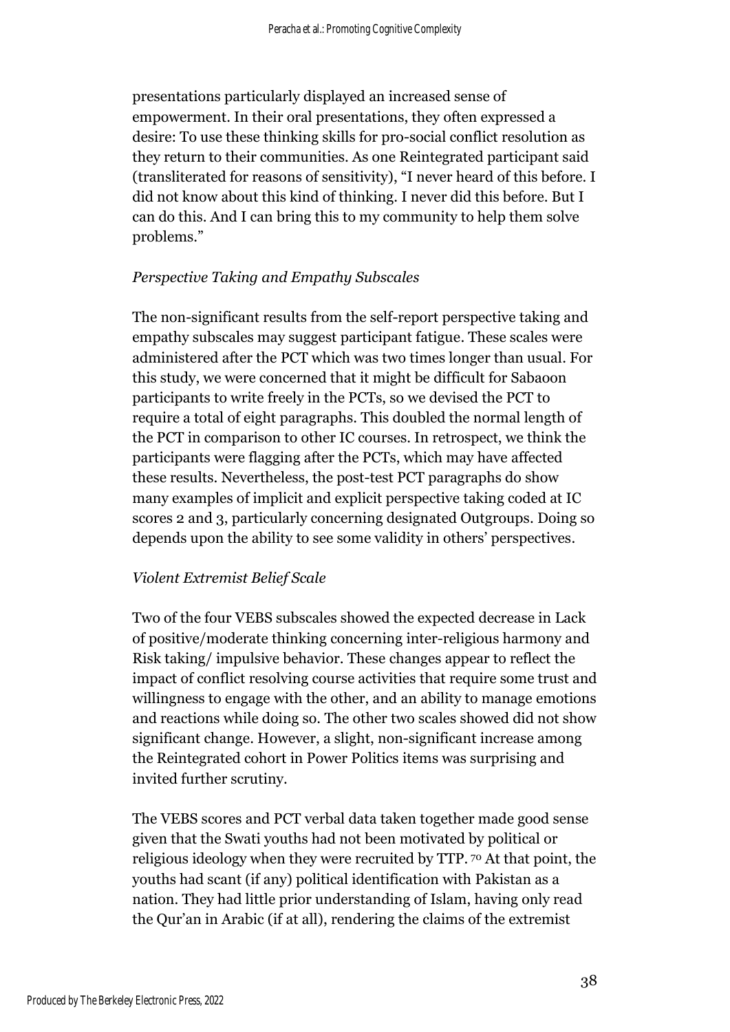presentations particularly displayed an increased sense of empowerment. In their oral presentations, they often expressed a desire: To use these thinking skills for pro-social conflict resolution as they return to their communities. As one Reintegrated participant said (transliterated for reasons of sensitivity), "I never heard of this before. I did not know about this kind of thinking. I never did this before. But I can do this. And I can bring this to my community to help them solve problems."

*Perspective Taking and Empathy Subscales*

The non-significant results from the self-report perspective taking and empathy subscales may suggest participant fatigue. These scales were administered after the PCT which was two times longer than usual. For this study, we were concerned that it might be difficult for Sabaoon participants to write freely in the PCTs, so we devised the PCT to require a total of eight paragraphs. This doubled the normal length of the PCT in comparison to other IC courses. In retrospect, we think the participants were flagging after the PCTs, which may have affected these results. Nevertheless, the post-test PCT paragraphs do show many examples of implicit and explicit perspective taking coded at IC scores 2 and 3, particularly concerning designated Outgroups. Doing so depends upon the ability to see some validity in others' perspectives.

*Violent Extremist Belief Scale*

Two of the four VEBS subscales showed the expected decrease in Lack of positive/moderate thinking concerning inter-religious harmony and Risk taking/ impulsive behavior. These changes appear to reflect the impact of conflict resolving course activities that require some trust and willingness to engage with the other, and an ability to manage emotions and reactions while doing so. The other two scales showed did not show significant change. However, a slight, non-significant increase among the Reintegrated cohort in Power Politics items was surprising and invited further scrutiny.

The VEBS scores and PCT verbal data taken together made good sense given that the Swati youths had not been motivated by political or religious ideology when they were recruited by TTP. [70] At that point, the youths had scant (if any) political identification with Pakistan as a nation. They had little prior understanding of Islam, having only read the Qur'an in Arabic (if at all), rendering the claims of the extremist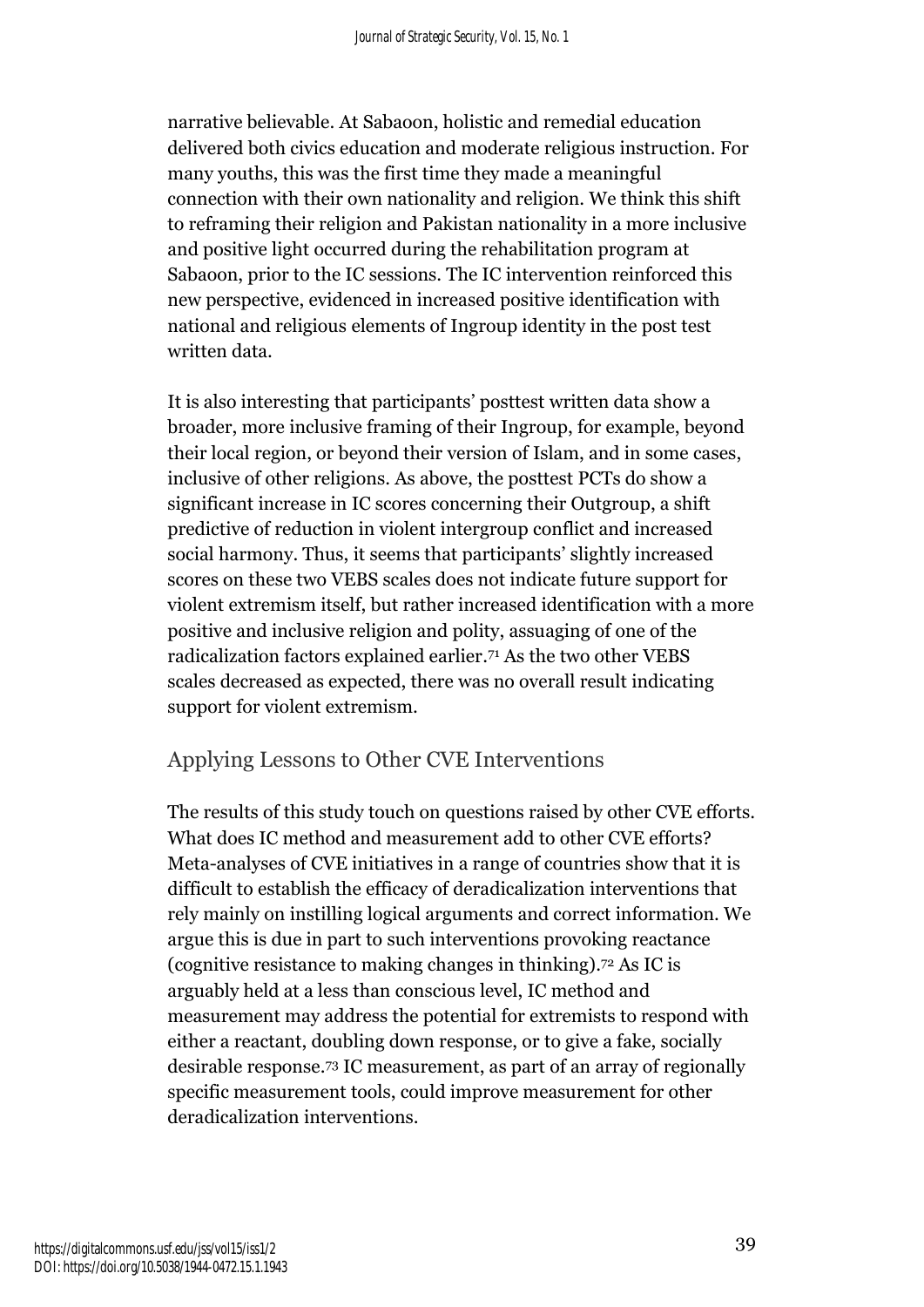narrative believable. At Sabaoon, holistic and remedial education delivered both civics education and moderate religious instruction. For many youths, this was the first time they made a meaningful connection with their own nationality and religion. We think this shift to reframing their religion and Pakistan nationality in a more inclusive and positive light occurred during the rehabilitation program at Sabaoon, prior to the IC sessions. The IC intervention reinforced this new perspective, evidenced in increased positive identification with national and religious elements of Ingroup identity in the post test written data.

It is also interesting that participants' posttest written data show a broader, more inclusive framing of their Ingroup, for example, beyond their local region, or beyond their version of Islam, and in some cases, inclusive of other religions. As above, the posttest PCTs do show a significant increase in IC scores concerning their Outgroup, a shift predictive of reduction in violent intergroup conflict and increased social harmony. Thus, it seems that participants' slightly increased scores on these two VEBS scales does not indicate future support for violent extremism itself, but rather increased identification with a more positive and inclusive religion and polity, assuaging of one of the radicalization factors explained earlier.[71] As the two other VEBS scales decreased as expected, there was no overall result indicating support for violent extremism.

## Applying Lessons to Other CVE Interventions

The results of this study touch on questions raised by other CVE efforts. What does IC method and measurement add to other CVE efforts? Meta-analyses of CVE initiatives in a range of countries show that it is difficult to establish the efficacy of deradicalization interventions that rely mainly on instilling logical arguments and correct information. We argue this is due in part to such interventions provoking reactance (cognitive resistance to making changes in thinking).[72] As IC is arguably held at a less than conscious level, IC method and measurement may address the potential for extremists to respond with either a reactant, doubling down response, or to give a fake, socially desirable response.[73] IC measurement, as part of an array of regionally specific measurement tools, could improve measurement for other deradicalization interventions.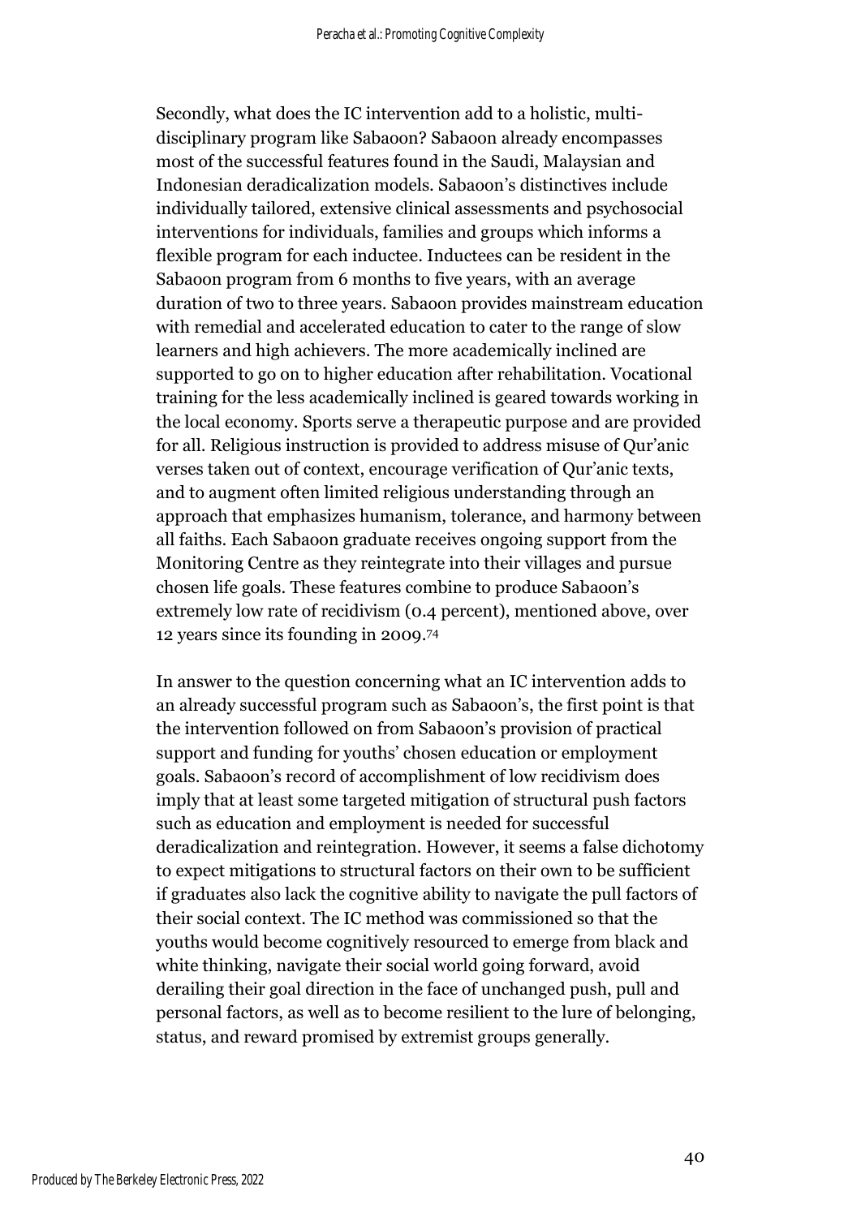Secondly, what does the IC intervention add to a holistic, multi-disciplinary program like Sabaoon? Sabaoon already encompasses most of the successful features found in the Saudi, Malaysian and Indonesian deradicalization models. Sabaoon's distinctives include individually tailored, extensive clinical assessments and psychosocial interventions for individuals, families and groups which informs a flexible program for each inductee. Inductees can be resident in the Sabaoon program from 6 months to five years, with an average duration of two to three years. Sabaoon provides mainstream education with remedial and accelerated education to cater to the range of slow learners and high achievers. The more academically inclined are supported to go on to higher education after rehabilitation. Vocational training for the less academically inclined is geared towards working in the local economy. Sports serve a therapeutic purpose and are provided for all. Religious instruction is provided to address misuse of Qur'anic verses taken out of context, encourage verification of Qur'anic texts, and to augment often limited religious understanding through an approach that emphasizes humanism, tolerance, and harmony between all faiths. Each Sabaoon graduate receives ongoing support from the Monitoring Centre as they reintegrate into their villages and pursue chosen life goals. These features combine to produce Sabaoon's extremely low rate of recidivism (0.4 percent), mentioned above, over 12 years since its founding in 2009.[74]

In answer to the question concerning what an IC intervention adds to an already successful program such as Sabaoon's, the first point is that the intervention followed on from Sabaoon's provision of practical support and funding for youths' chosen education or employment goals. Sabaoon's record of accomplishment of low recidivism does imply that at least some targeted mitigation of structural push factors such as education and employment is needed for successful deradicalization and reintegration. However, it seems a false dichotomy to expect mitigations to structural factors on their own to be sufficient if graduates also lack the cognitive ability to navigate the pull factors of their social context. The IC method was commissioned so that the youths would become cognitively resourced to emerge from black and white thinking, navigate their social world going forward, avoid derailing their goal direction in the face of unchanged push, pull and personal factors, as well as to become resilient to the lure of belonging, status, and reward promised by extremist groups generally.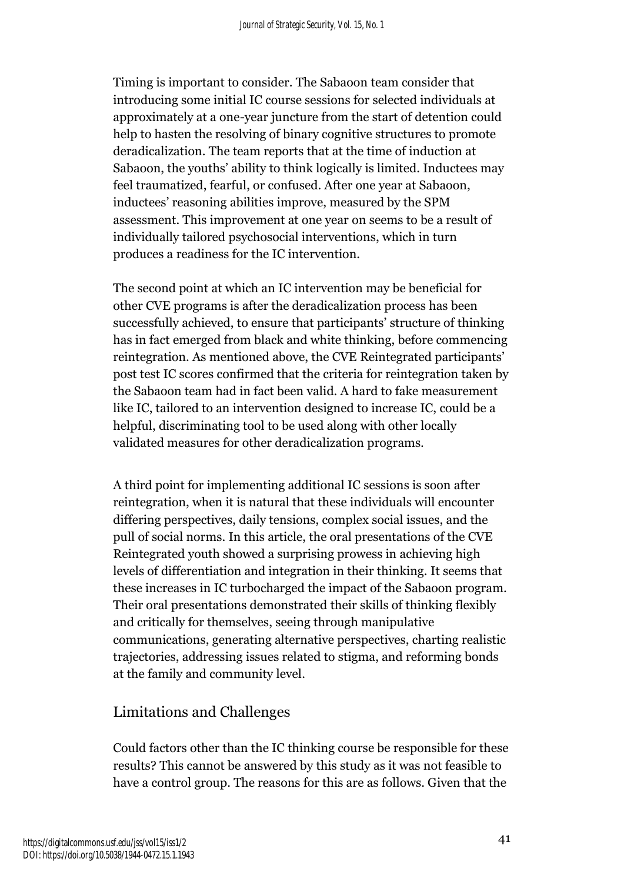Timing is important to consider. The Sabaoon team consider that introducing some initial IC course sessions for selected individuals at approximately at a one-year juncture from the start of detention could help to hasten the resolving of binary cognitive structures to promote deradicalization. The team reports that at the time of induction at Sabaoon, the youths' ability to think logically is limited. Inductees may feel traumatized, fearful, or confused. After one year at Sabaoon, inductees' reasoning abilities improve, measured by the SPM assessment. This improvement at one year on seems to be a result of individually tailored psychosocial interventions, which in turn produces a readiness for the IC intervention.

The second point at which an IC intervention may be beneficial for other CVE programs is after the deradicalization process has been successfully achieved, to ensure that participants' structure of thinking has in fact emerged from black and white thinking, before commencing reintegration. As mentioned above, the CVE Reintegrated participants' post test IC scores confirmed that the criteria for reintegration taken by the Sabaoon team had in fact been valid. A hard to fake measurement like IC, tailored to an intervention designed to increase IC, could be a helpful, discriminating tool to be used along with other locally validated measures for other deradicalization programs.

A third point for implementing additional IC sessions is soon after reintegration, when it is natural that these individuals will encounter differing perspectives, daily tensions, complex social issues, and the pull of social norms. In this article, the oral presentations of the CVE Reintegrated youth showed a surprising prowess in achieving high levels of differentiation and integration in their thinking. It seems that these increases in IC turbocharged the impact of the Sabaoon program. Their oral presentations demonstrated their skills of thinking flexibly and critically for themselves, seeing through manipulative communications, generating alternative perspectives, charting realistic trajectories, addressing issues related to stigma, and reforming bonds at the family and community level.

## Limitations and Challenges

Could factors other than the IC thinking course be responsible for these results? This cannot be answered by this study as it was not feasible to have a control group. The reasons for this are as follows. Given that the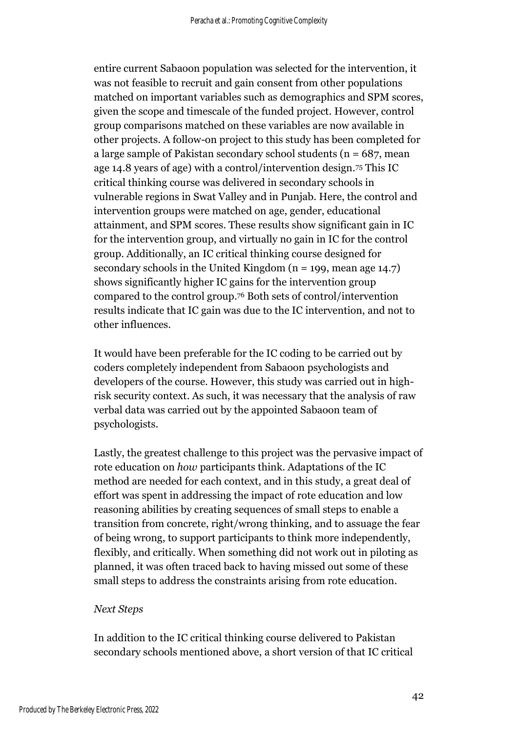entire current Sabaoon population was selected for the intervention, it was not feasible to recruit and gain consent from other populations matched on important variables such as demographics and SPM scores, given the scope and timescale of the funded project. However, control group comparisons matched on these variables are now available in other projects. A follow-on project to this study has been completed for a large sample of Pakistan secondary school students (n = 687, mean age 14.8 years of age) with a control/intervention design.[75] This IC critical thinking course was delivered in secondary schools in vulnerable regions in Swat Valley and in Punjab. Here, the control and intervention groups were matched on age, gender, educational attainment, and SPM scores. These results show significant gain in IC for the intervention group, and virtually no gain in IC for the control group. Additionally, an IC critical thinking course designed for secondary schools in the United Kingdom (n = 199, mean age 14.7) shows significantly higher IC gains for the intervention group compared to the control group.[76] Both sets of control/intervention results indicate that IC gain was due to the IC intervention, and not to other influences.

It would have been preferable for the IC coding to be carried out by coders completely independent from Sabaoon psychologists and developers of the course. However, this study was carried out in high-risk security context. As such, it was necessary that the analysis of raw verbal data was carried out by the appointed Sabaoon team of psychologists.

Lastly, the greatest challenge to this project was the pervasive impact of rote education on *how* participants think. Adaptations of the IC method are needed for each context, and in this study, a great deal of effort was spent in addressing the impact of rote education and low reasoning abilities by creating sequences of small steps to enable a transition from concrete, right/wrong thinking, and to assuage the fear of being wrong, to support participants to think more independently, flexibly, and critically. When something did not work out in piloting as planned, it was often traced back to having missed out some of these small steps to address the constraints arising from rote education.

*Next Steps*

In addition to the IC critical thinking course delivered to Pakistan secondary schools mentioned above, a short version of that IC critical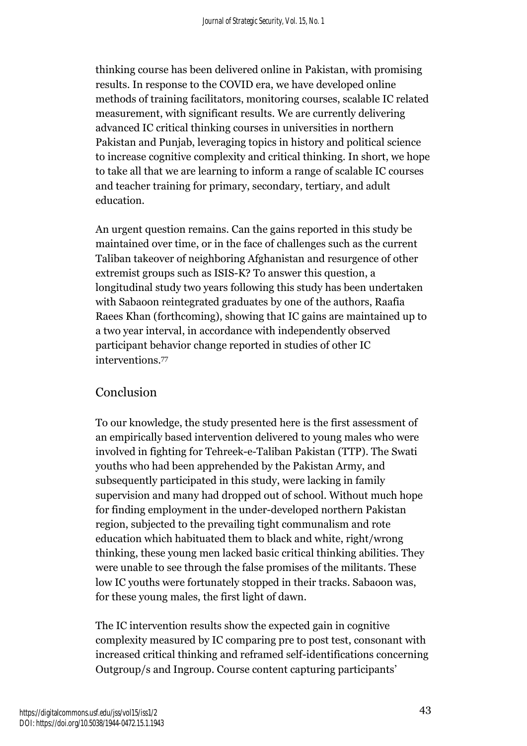thinking course has been delivered online in Pakistan, with promising results. In response to the COVID era, we have developed online methods of training facilitators, monitoring courses, scalable IC related measurement, with significant results. We are currently delivering advanced IC critical thinking courses in universities in northern Pakistan and Punjab, leveraging topics in history and political science to increase cognitive complexity and critical thinking. In short, we hope to take all that we are learning to inform a range of scalable IC courses and teacher training for primary, secondary, tertiary, and adult education.

An urgent question remains. Can the gains reported in this study be maintained over time, or in the face of challenges such as the current Taliban takeover of neighboring Afghanistan and resurgence of other extremist groups such as ISIS-K? To answer this question, a longitudinal study two years following this study has been undertaken with Sabaoon reintegrated graduates by one of the authors, Raafia Raees Khan (forthcoming), showing that IC gains are maintained up to a two year interval, in accordance with independently observed participant behavior change reported in studies of other IC interventions.[77]

## Conclusion

To our knowledge, the study presented here is the first assessment of an empirically based intervention delivered to young males who were involved in fighting for Tehreek-e-Taliban Pakistan (TTP). The Swati youths who had been apprehended by the Pakistan Army, and subsequently participated in this study, were lacking in family supervision and many had dropped out of school. Without much hope for finding employment in the under-developed northern Pakistan region, subjected to the prevailing tight communalism and rote education which habituated them to black and white, right/wrong thinking, these young men lacked basic critical thinking abilities. They were unable to see through the false promises of the militants. These low IC youths were fortunately stopped in their tracks. Sabaoon was, for these young males, the first light of dawn.

The IC intervention results show the expected gain in cognitive complexity measured by IC comparing pre to post test, consonant with increased critical thinking and reframed self-identifications concerning Outgroup/s and Ingroup. Course content capturing participants'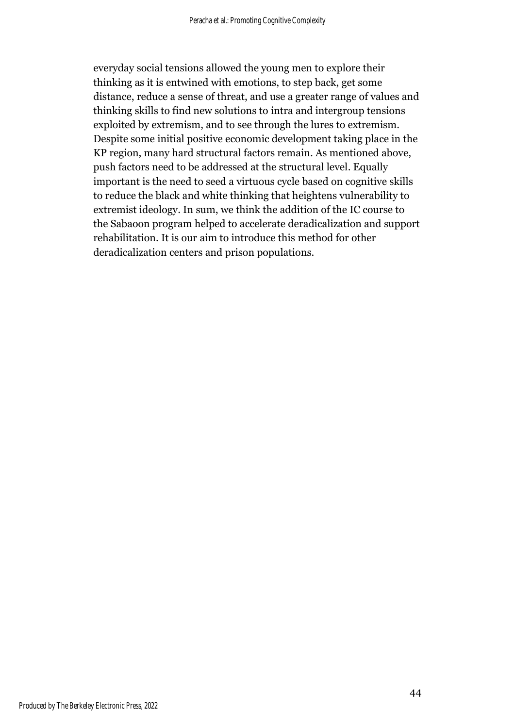everyday social tensions allowed the young men to explore their thinking as it is entwined with emotions, to step back, get some distance, reduce a sense of threat, and use a greater range of values and thinking skills to find new solutions to intra and intergroup tensions exploited by extremism, and to see through the lures to extremism. Despite some initial positive economic development taking place in the KP region, many hard structural factors remain. As mentioned above, push factors need to be addressed at the structural level. Equally important is the need to seed a virtuous cycle based on cognitive skills to reduce the black and white thinking that heightens vulnerability to extremist ideology. In sum, we think the addition of the IC course to the Sabaoon program helped to accelerate deradicalization and support rehabilitation. It is our aim to introduce this method for other deradicalization centers and prison populations.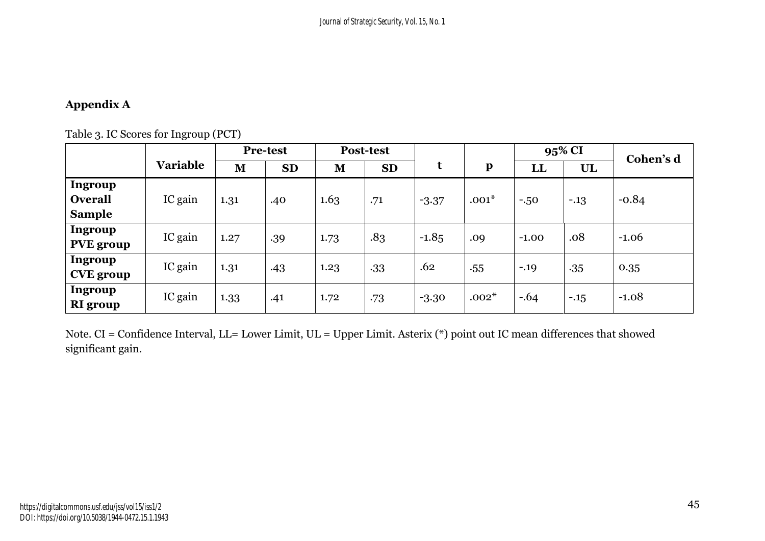## Appendix A

Table 3. IC Scores for Ingroup (PCT)

| | Variable | Pre-test | | Post-test | | t | p | 95% CI | | Cohen's d |
|---|---|---|---|---|---|---|---|---|---|---|
| | | M | SD | M | SD | | | LL | UL | |
| **Ingroup Overall Sample** | IC gain | 1.31 | .40 | 1.63 | .71 | -3.37 | .001* | -.50 | -.13 | -0.84 |
| **Ingroup PVE group** | IC gain | 1.27 | .39 | 1.73 | .83 | -1.85 | .09 | -1.00 | .08 | -1.06 |
| **Ingroup CVE group** | IC gain | 1.31 | .43 | 1.23 | .33 | .62 | .55 | -.19 | .35 | 0.35 |
| **Ingroup RI group** | IC gain | 1.33 | .41 | 1.72 | .73 | -3.30 | .002* | -.64 | -.15 | -1.08 |

Note. CI = Confidence Interval, LL= Lower Limit, UL = Upper Limit. Asterix (*) point out IC mean differences that showed significant gain.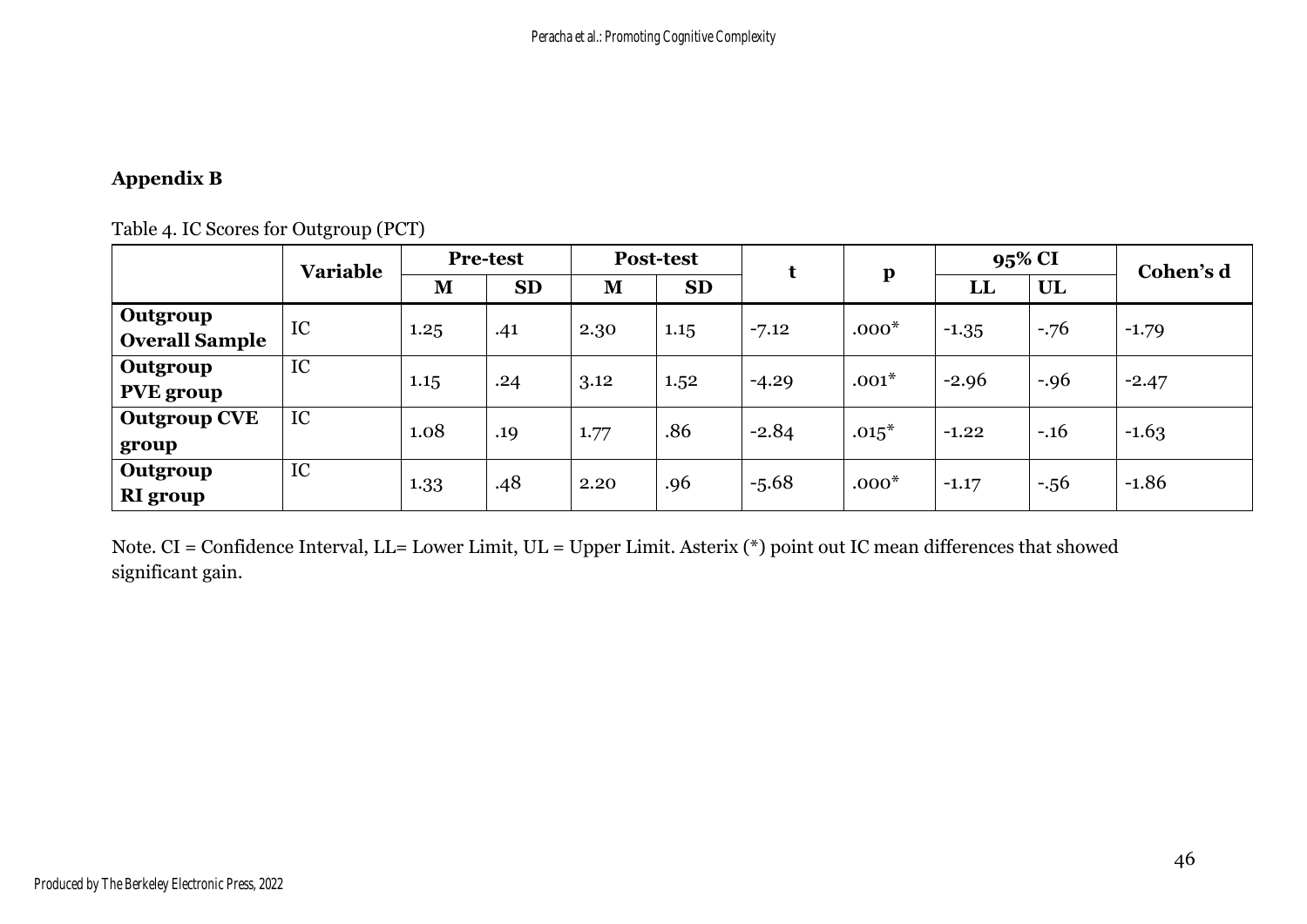## Appendix B

Table 4. IC Scores for Outgroup (PCT)

| | Variable | Pre-test | | Post-test | | t | p | 95% CI | | Cohen's d |
|---|---|---|---|---|---|---|---|---|---|---|
| | | M | SD | M | SD | | | LL | UL | |
| **Outgroup Overall Sample** | IC | 1.25 | .41 | 2.30 | 1.15 | -7.12 | .000* | -1.35 | -.76 | -1.79 |
| **Outgroup PVE group** | IC | 1.15 | .24 | 3.12 | 1.52 | -4.29 | .001* | -2.96 | -.96 | -2.47 |
| **Outgroup CVE group** | IC | 1.08 | .19 | 1.77 | .86 | -2.84 | .015* | -1.22 | -.16 | -1.63 |
| **Outgroup RI group** | IC | 1.33 | .48 | 2.20 | .96 | -5.68 | .000* | -1.17 | -.56 | -1.86 |

Note. CI = Confidence Interval, LL= Lower Limit, UL = Upper Limit. Asterix (*) point out IC mean differences that showed significant gain.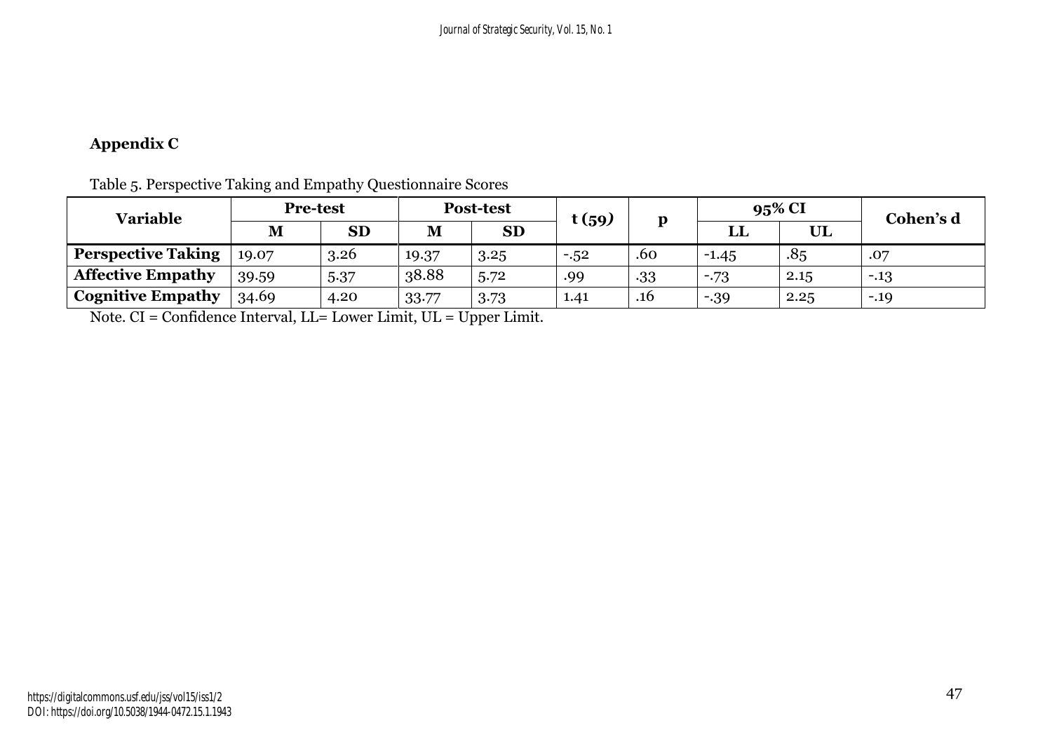## Appendix C

Table 5. Perspective Taking and Empathy Questionnaire Scores

| Variable | Pre-test | | Post-test | | t (59) | p | 95% CI | | Cohen's d |
|---|---|---|---|---|---|---|---|---|---|
| | M | SD | M | SD | | | LL | UL | |
| **Perspective Taking** | 19.07 | 3.26 | 19.37 | 3.25 | -.52 | .60 | -1.45 | .85 | .07 |
| **Affective Empathy** | 39.59 | 5.37 | 38.88 | 5.72 | .99 | .33 | -.73 | 2.15 | -.13 |
| **Cognitive Empathy** | 34.69 | 4.20 | 33.77 | 3.73 | 1.41 | .16 | -.39 | 2.25 | -.19 |

Note. CI = Confidence Interval, LL= Lower Limit, UL = Upper Limit.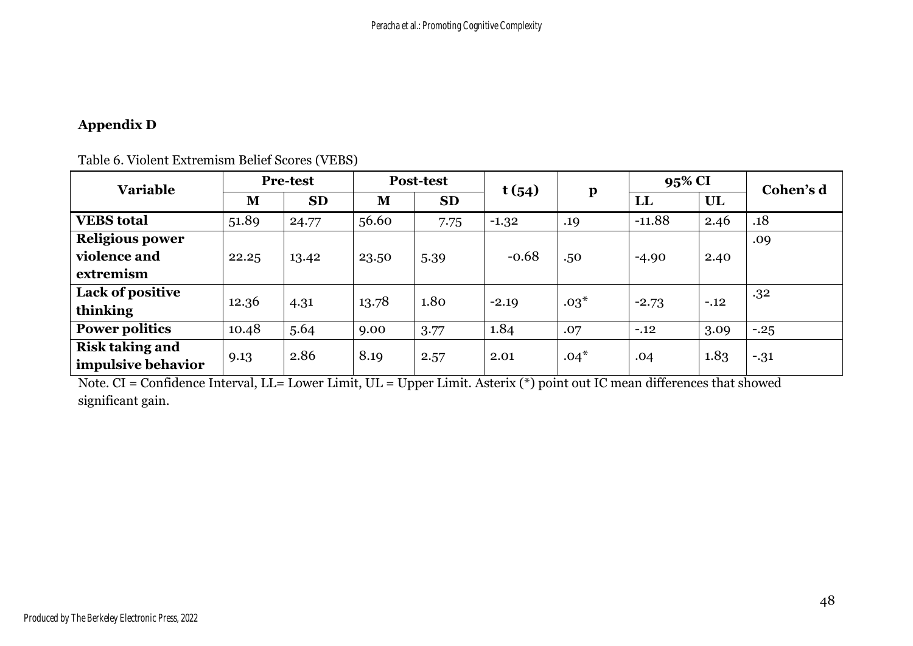**Appendix D**

Table 6. Violent Extremism Belief Scores (VEBS)

| Variable | Pre-test | | Post-test | | t (54) | p | 95% CI | | Cohen's d |
|---|---|---|---|---|---|---|---|---|---|
| | M | SD | M | SD | | | LL | UL | |
| **VEBS total** | 51.89 | 24.77 | 56.60 | 7.75 | -1.32 | .19 | -11.88 | 2.46 | .18 |
| **Religious power violence and extremism** | 22.25 | 13.42 | 23.50 | 5.39 | -0.68 | .50 | -4.90 | 2.40 | .09 |
| **Lack of positive thinking** | 12.36 | 4.31 | 13.78 | 1.80 | -2.19 | .03* | -2.73 | -.12 | .32 |
| **Power politics** | 10.48 | 5.64 | 9.00 | 3.77 | 1.84 | .07 | -.12 | 3.09 | -.25 |
| **Risk taking and impulsive behavior** | 9.13 | 2.86 | 8.19 | 2.57 | 2.01 | .04* | .04 | 1.83 | -.31 |

Note. CI = Confidence Interval, LL= Lower Limit, UL = Upper Limit. Asterix (*) point out IC mean differences that showed significant gain.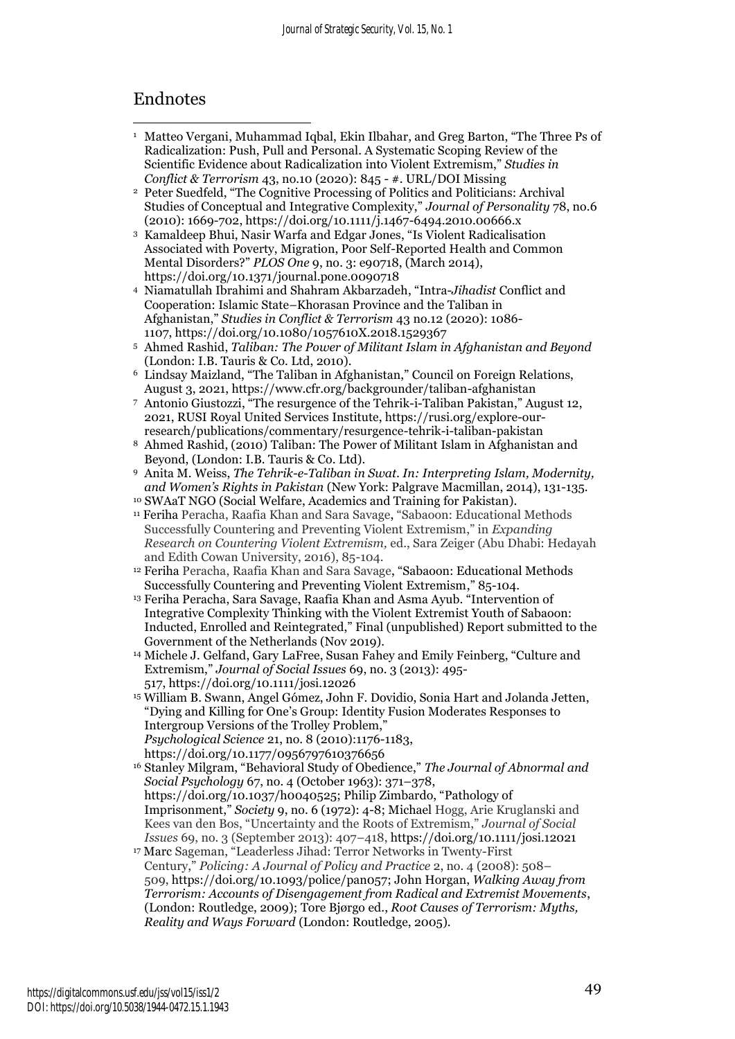## Endnotes

[1] Matteo Vergani, Muhammad Iqbal, Ekin Ilbahar, and Greg Barton, "The Three Ps of Radicalization: Push, Pull and Personal. A Systematic Scoping Review of the Scientific Evidence about Radicalization into Violent Extremism," *Studies in Conflict & Terrorism* 43, no.10 (2020): 845 - #. URL/DOI Missing

[2] Peter Suedfeld, "The Cognitive Processing of Politics and Politicians: Archival Studies of Conceptual and Integrative Complexity," *Journal of Personality* 78, no.6 (2010): 1669-702, https://doi.org/10.1111/j.1467-6494.2010.00666.x

[3] Kamaldeep Bhui, Nasir Warfa and Edgar Jones, "Is Violent Radicalisation Associated with Poverty, Migration, Poor Self-Reported Health and Common Mental Disorders?" *PLOS One* 9, no. 3: e90718, (March 2014), https://doi.org/10.1371/journal.pone.0090718

[4] Niamatullah Ibrahimi and Shahram Akbarzadeh, "Intra-*Jihadist* Conflict and Cooperation: Islamic State–Khorasan Province and the Taliban in Afghanistan," *Studies in Conflict & Terrorism* 43 no.12 (2020): 1086-1107, https://doi.org/10.1080/1057610X.2018.1529367

[5] Ahmed Rashid, *Taliban: The Power of Militant Islam in Afghanistan and Beyond* (London: I.B. Tauris & Co. Ltd, 2010).

[6] Lindsay Maizland, "The Taliban in Afghanistan," Council on Foreign Relations, August 3, 2021, https://www.cfr.org/backgrounder/taliban-afghanistan

[7] Antonio Giustozzi, "The resurgence of the Tehrik-i-Taliban Pakistan," August 12, 2021, RUSI Royal United Services Institute, https://rusi.org/explore-our-research/publications/commentary/resurgence-tehrik-i-taliban-pakistan

[8] Ahmed Rashid, (2010) Taliban: The Power of Militant Islam in Afghanistan and Beyond, (London: I.B. Tauris & Co. Ltd).

[9] Anita M. Weiss, *The Tehrik-e-Taliban in Swat. In: Interpreting Islam, Modernity, and Women's Rights in Pakistan* (New York: Palgrave Macmillan, 2014), 131-135.

[10] SWAaT NGO (Social Welfare, Academics and Training for Pakistan).

[11] Feriha Peracha, Raafia Khan and Sara Savage, "Sabaoon: Educational Methods Successfully Countering and Preventing Violent Extremism," in *Expanding Research on Countering Violent Extremism,* ed., Sara Zeiger (Abu Dhabi: Hedayah and Edith Cowan University, 2016), 85-104.

[12] Feriha Peracha, Raafia Khan and Sara Savage, "Sabaoon: Educational Methods Successfully Countering and Preventing Violent Extremism," 85-104.

[13] Feriha Peracha, Sara Savage, Raafia Khan and Asma Ayub. "Intervention of Integrative Complexity Thinking with the Violent Extremist Youth of Sabaoon: Inducted, Enrolled and Reintegrated," Final (unpublished) Report submitted to the Government of the Netherlands (Nov 2019).

[14] Michele J. Gelfand, Gary LaFree, Susan Fahey and Emily Feinberg, "Culture and Extremism," *Journal of Social Issues* 69, no. 3 (2013): 495-517, https://doi.org/10.1111/josi.12026

[15] William B. Swann, Angel Gómez, John F. Dovidio, Sonia Hart and Jolanda Jetten, "Dying and Killing for One's Group: Identity Fusion Moderates Responses to Intergroup Versions of the Trolley Problem," *Psychological Science* 21, no. 8 (2010):1176-1183, https://doi.org/10.1177/0956797610376656

[16] Stanley Milgram, "Behavioral Study of Obedience," *The Journal of Abnormal and Social Psychology* 67, no. 4 (October 1963): 371–378, https://doi.org/10.1037/h0040525; Philip Zimbardo, "Pathology of Imprisonment," *Society* 9, no. 6 (1972): 4-8; Michael Hogg, Arie Kruglanski and Kees van den Bos, "Uncertainty and the Roots of Extremism," *Journal of Social Issues* 69, no. 3 (September 2013): 407–418, https://doi.org/10.1111/josi.12021

[17] Marc Sageman, "Leaderless Jihad: Terror Networks in Twenty-First Century," *Policing: A Journal of Policy and Practice* 2, no. 4 (2008): 508–509, https://doi.org/10.1093/police/pan057; John Horgan, *Walking Away from Terrorism: Accounts of Disengagement from Radical and Extremist Movements*, (London: Routledge, 2009); Tore Bjørgo ed., *Root Causes of Terrorism: Myths, Reality and Ways Forward* (London: Routledge, 2005).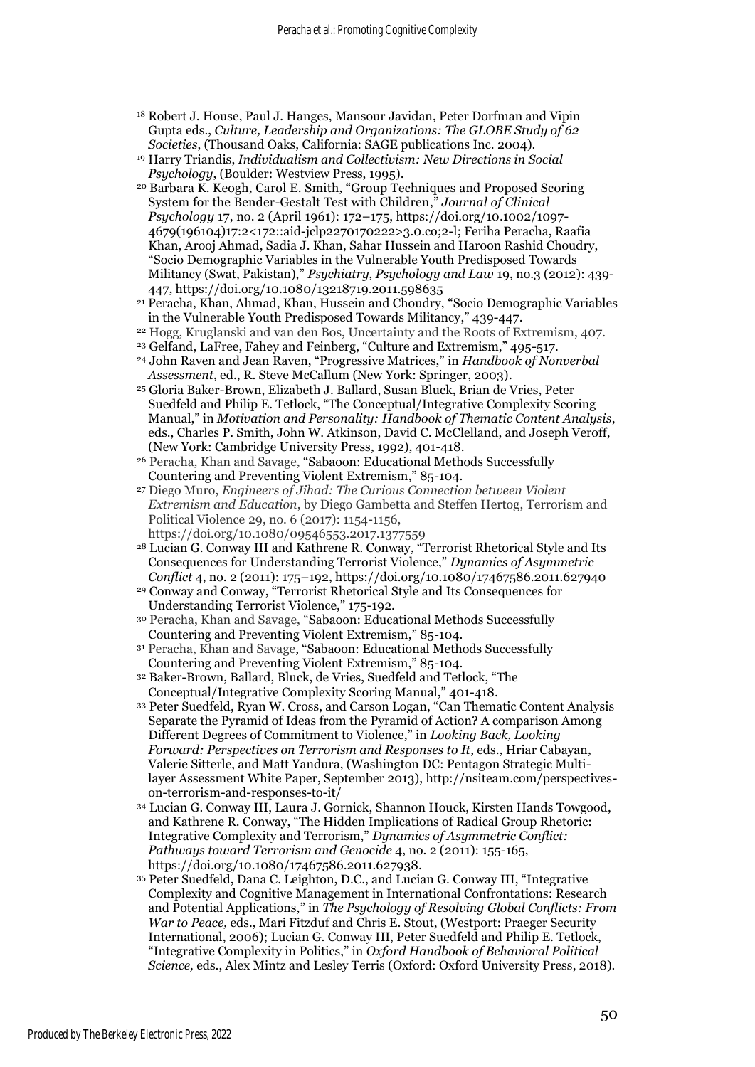[18] Robert J. House, Paul J. Hanges, Mansour Javidan, Peter Dorfman and Vipin Gupta eds., *Culture, Leadership and Organizations: The GLOBE Study of 62 Societies*, (Thousand Oaks, California: SAGE publications Inc. 2004).

[19] Harry Triandis, *Individualism and Collectivism: New Directions in Social Psychology*, (Boulder: Westview Press, 1995).

[20] Barbara K. Keogh, Carol E. Smith, "Group Techniques and Proposed Scoring System for the Bender-Gestalt Test with Children," *Journal of Clinical Psychology* 17, no. 2 (April 1961): 172–175, https://doi.org/10.1002/1097-4679(196104)17:2<172::aid-jclp2270170222>3.0.co;2-l; Feriha Peracha, Raafia Khan, Arooj Ahmad, Sadia J. Khan, Sahar Hussein and Haroon Rashid Choudry, "Socio Demographic Variables in the Vulnerable Youth Predisposed Towards Militancy (Swat, Pakistan)," *Psychiatry, Psychology and Law* 19, no.3 (2012): 439-447, https://doi.org/10.1080/13218719.2011.598635

[21] Peracha, Khan, Ahmad, Khan, Hussein and Choudry, "Socio Demographic Variables in the Vulnerable Youth Predisposed Towards Militancy," 439-447.

[22] Hogg, Kruglanski and van den Bos, Uncertainty and the Roots of Extremism, 407.

[23] Gelfand, LaFree, Fahey and Feinberg, "Culture and Extremism," 495-517.

[24] John Raven and Jean Raven, "Progressive Matrices," in *Handbook of Nonverbal Assessment*, ed., R. Steve McCallum (New York: Springer, 2003).

[25] Gloria Baker-Brown, Elizabeth J. Ballard, Susan Bluck, Brian de Vries, Peter Suedfeld and Philip E. Tetlock, "The Conceptual/Integrative Complexity Scoring Manual," in *Motivation and Personality: Handbook of Thematic Content Analysis*, eds., Charles P. Smith, John W. Atkinson, David C. McClelland, and Joseph Veroff, (New York: Cambridge University Press, 1992), 401-418.

[26] Peracha, Khan and Savage, "Sabaoon: Educational Methods Successfully Countering and Preventing Violent Extremism," 85-104.

[27] Diego Muro, *Engineers of Jihad: The Curious Connection between Violent Extremism and Education*, by Diego Gambetta and Steffen Hertog, Terrorism and Political Violence 29, no. 6 (2017): 1154-1156, https://doi.org/10.1080/09546553.2017.1377559

[28] Lucian G. Conway III and Kathrene R. Conway, "Terrorist Rhetorical Style and Its Consequences for Understanding Terrorist Violence," *Dynamics of Asymmetric Conflict* 4, no. 2 (2011): 175–192, https://doi.org/10.1080/17467586.2011.627940

[29] Conway and Conway, "Terrorist Rhetorical Style and Its Consequences for Understanding Terrorist Violence," 175-192.

[30] Peracha, Khan and Savage, "Sabaoon: Educational Methods Successfully Countering and Preventing Violent Extremism," 85-104.

[31] Peracha, Khan and Savage, "Sabaoon: Educational Methods Successfully Countering and Preventing Violent Extremism," 85-104.

[32] Baker-Brown, Ballard, Bluck, de Vries, Suedfeld and Tetlock, "The Conceptual/Integrative Complexity Scoring Manual," 401-418.

[33] Peter Suedfeld, Ryan W. Cross, and Carson Logan, "Can Thematic Content Analysis Separate the Pyramid of Ideas from the Pyramid of Action? A comparison Among Different Degrees of Commitment to Violence," in *Looking Back, Looking Forward: Perspectives on Terrorism and Responses to It*, eds., Hriar Cabayan, Valerie Sitterle, and Matt Yandura, (Washington DC: Pentagon Strategic Multi-layer Assessment White Paper, September 2013), http://nsiteam.com/perspectives-on-terrorism-and-responses-to-it/

[34] Lucian G. Conway III, Laura J. Gornick, Shannon Houck, Kirsten Hands Towgood, and Kathrene R. Conway, "The Hidden Implications of Radical Group Rhetoric: Integrative Complexity and Terrorism," *Dynamics of Asymmetric Conflict: Pathways toward Terrorism and Genocide* 4, no. 2 (2011): 155-165, https://doi.org/10.1080/17467586.2011.627938.

[35] Peter Suedfeld, Dana C. Leighton, D.C., and Lucian G. Conway III, "Integrative Complexity and Cognitive Management in International Confrontations: Research and Potential Applications," in *The Psychology of Resolving Global Conflicts: From War to Peace*, eds., Mari Fitzduf and Chris E. Stout, (Westport: Praeger Security International, 2006); Lucian G. Conway III, Peter Suedfeld and Philip E. Tetlock, "Integrative Complexity in Politics," in *Oxford Handbook of Behavioral Political Science*, eds., Alex Mintz and Lesley Terris (Oxford: Oxford University Press, 2018).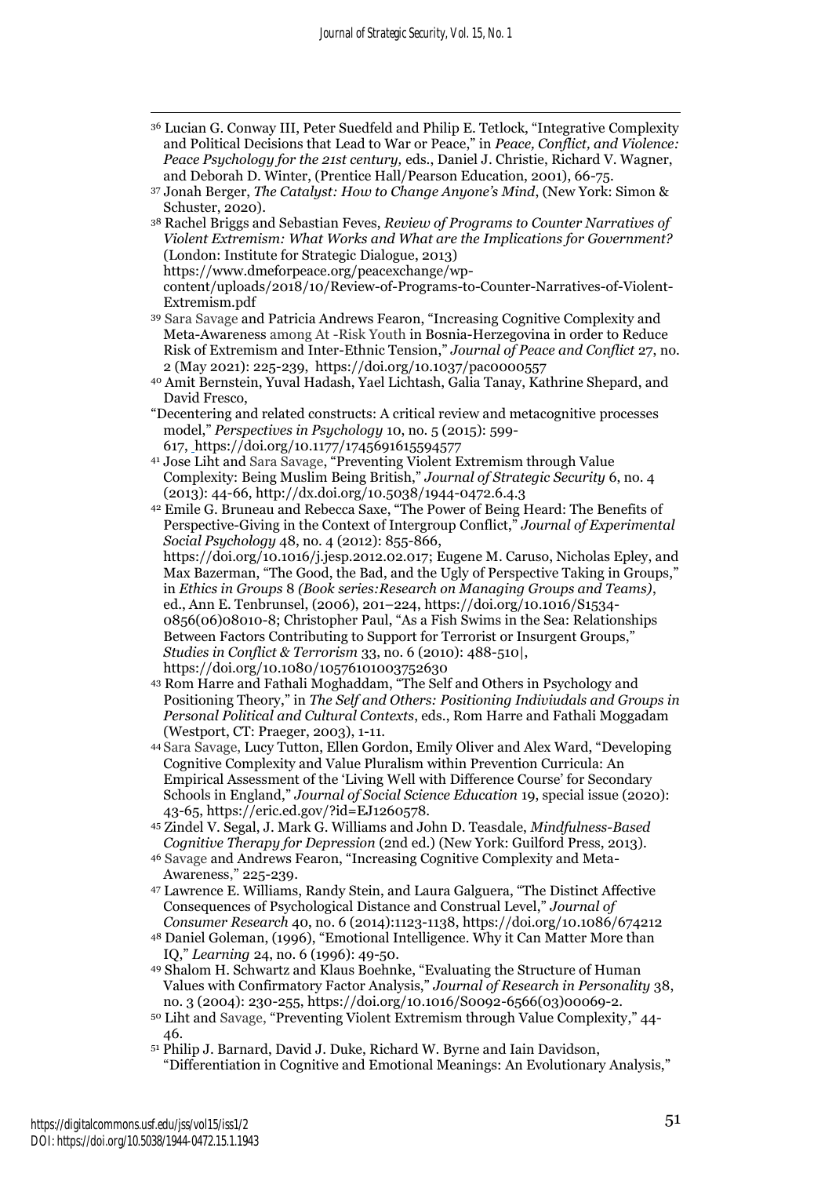[36] Lucian G. Conway III, Peter Suedfeld and Philip E. Tetlock, "Integrative Complexity and Political Decisions that Lead to War or Peace," in *Peace, Conflict, and Violence: Peace Psychology for the 21st century,* eds., Daniel J. Christie, Richard V. Wagner, and Deborah D. Winter, (Prentice Hall/Pearson Education, 2001), 66-75.

[37] Jonah Berger, *The Catalyst: How to Change Anyone's Mind*, (New York: Simon & Schuster, 2020).

[38] Rachel Briggs and Sebastian Feves, *Review of Programs to Counter Narratives of Violent Extremism: What Works and What are the Implications for Government?* (London: Institute for Strategic Dialogue, 2013) https://www.dmeforpeace.org/peacexchange/wp-content/uploads/2018/10/Review-of-Programs-to-Counter-Narratives-of-Violent-Extremism.pdf

[39] Sara Savage and Patricia Andrews Fearon, "Increasing Cognitive Complexity and Meta-Awareness among At -Risk Youth in Bosnia-Herzegovina in order to Reduce Risk of Extremism and Inter-Ethnic Tension," *Journal of Peace and Conflict* 27, no. 2 (May 2021): 225-239, https://doi.org/10.1037/pac0000557

[40] Amit Bernstein, Yuval Hadash, Yael Lichtash, Galia Tanay, Kathrine Shepard, and David Fresco,

"Decentering and related constructs: A critical review and metacognitive processes model," *Perspectives in Psychology* 10, no. 5 (2015): 599-617, https://doi.org/10.1177/1745691615594577

[41] Jose Liht and Sara Savage, "Preventing Violent Extremism through Value Complexity: Being Muslim Being British," *Journal of Strategic Security* 6, no. 4 (2013): 44-66, http://dx.doi.org/10.5038/1944-0472.6.4.3

[42] Emile G. Bruneau and Rebecca Saxe, "The Power of Being Heard: The Benefits of Perspective-Giving in the Context of Intergroup Conflict," *Journal of Experimental Social Psychology* 48, no. 4 (2012): 855-866, https://doi.org/10.1016/j.jesp.2012.02.017; Eugene M. Caruso, Nicholas Epley, and Max Bazerman, "The Good, the Bad, and the Ugly of Perspective Taking in Groups," in *Ethics in Groups* 8 *(Book series:Research on Managing Groups and Teams)*, ed., Ann E. Tenbrunsel, (2006), 201–224, https://doi.org/10.1016/S1534-0856(06)08010-8; Christopher Paul, "As a Fish Swims in the Sea: Relationships Between Factors Contributing to Support for Terrorist or Insurgent Groups," *Studies in Conflict & Terrorism* 33, no. 6 (2010): 488-510|, https://doi.org/10.1080/10576101003752630

[43] Rom Harre and Fathali Moghaddam, "The Self and Others in Psychology and Positioning Theory," in *The Self and Others: Positioning Indiviudals and Groups in Personal Political and Cultural Contexts*, eds., Rom Harre and Fathali Moggadam (Westport, CT: Praeger, 2003), 1-11.

[44] Sara Savage, Lucy Tutton, Ellen Gordon, Emily Oliver and Alex Ward, "Developing Cognitive Complexity and Value Pluralism within Prevention Curricula: An Empirical Assessment of the 'Living Well with Difference Course' for Secondary Schools in England," *Journal of Social Science Education* 19, special issue (2020): 43-65, https://eric.ed.gov/?id=EJ1260578.

[45] Zindel V. Segal, J. Mark G. Williams and John D. Teasdale, *Mindfulness-Based Cognitive Therapy for Depression* (2nd ed.) (New York: Guilford Press, 2013).

[46] Savage and Andrews Fearon, "Increasing Cognitive Complexity and Meta-Awareness," 225-239.

[47] Lawrence E. Williams, Randy Stein, and Laura Galguera, "The Distinct Affective Consequences of Psychological Distance and Construal Level," *Journal of Consumer Research* 40, no. 6 (2014):1123-1138, https://doi.org/10.1086/674212

[48] Daniel Goleman, (1996), "Emotional Intelligence. Why it Can Matter More than IQ," *Learning* 24, no. 6 (1996): 49-50.

[49] Shalom H. Schwartz and Klaus Boehnke, "Evaluating the Structure of Human Values with Confirmatory Factor Analysis," *Journal of Research in Personality* 38, no. 3 (2004): 230-255, https://doi.org/10.1016/S0092-6566(03)00069-2.

[50] Liht and Savage, "Preventing Violent Extremism through Value Complexity," 44-46.

[51] Philip J. Barnard, David J. Duke, Richard W. Byrne and Iain Davidson, "Differentiation in Cognitive and Emotional Meanings: An Evolutionary Analysis,"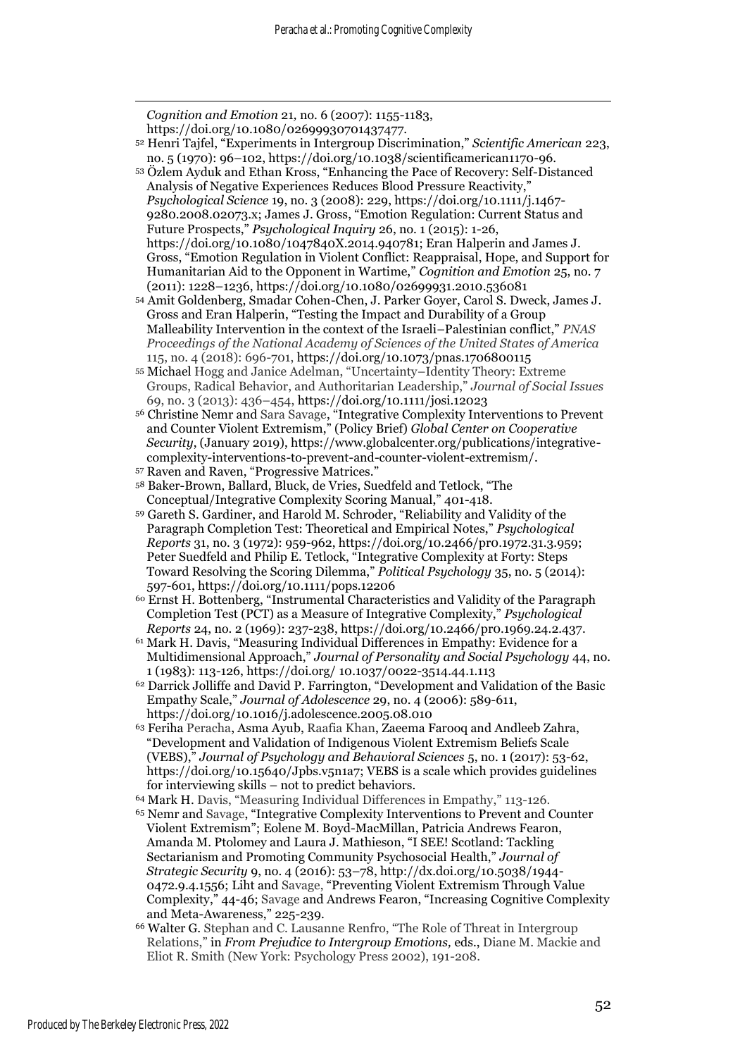*Cognition and Emotion* 21, no. 6 (2007): 1155-1183, https://doi.org/10.1080/02699930701437477.

[52] Henri Tajfel, "Experiments in Intergroup Discrimination," *Scientific American* 223, no. 5 (1970): 96–102, https://doi.org/10.1038/scientificamerican1170-96.

[53] Özlem Ayduk and Ethan Kross, "Enhancing the Pace of Recovery: Self-Distanced Analysis of Negative Experiences Reduces Blood Pressure Reactivity," *Psychological Science* 19, no. 3 (2008): 229, https://doi.org/10.1111/j.1467-9280.2008.02073.x; James J. Gross, "Emotion Regulation: Current Status and Future Prospects," *Psychological Inquiry* 26, no. 1 (2015): 1-26, https://doi.org/10.1080/1047840X.2014.940781; Eran Halperin and James J. Gross, "Emotion Regulation in Violent Conflict: Reappraisal, Hope, and Support for Humanitarian Aid to the Opponent in Wartime," *Cognition and Emotion* 25, no. 7 (2011): 1228–1236, https://doi.org/10.1080/02699931.2010.536081

[54] Amit Goldenberg, Smadar Cohen-Chen, J. Parker Goyer, Carol S. Dweck, James J. Gross and Eran Halperin, "Testing the Impact and Durability of a Group Malleability Intervention in the context of the Israeli–Palestinian conflict," *PNAS Proceedings of the National Academy of Sciences of the United States of America* 115, no. 4 (2018): 696-701, https://doi.org/10.1073/pnas.1706800115

[55] Michael Hogg and Janice Adelman, "Uncertainty–Identity Theory: Extreme Groups, Radical Behavior, and Authoritarian Leadership," *Journal of Social Issues* 69, no. 3 (2013): 436–454, https://doi.org/10.1111/josi.12023

[56] Christine Nemr and Sara Savage, "Integrative Complexity Interventions to Prevent and Counter Violent Extremism," (Policy Brief) *Global Center on Cooperative Security*, (January 2019), https://www.globalcenter.org/publications/integrative-complexity-interventions-to-prevent-and-counter-violent-extremism/.

[57] Raven and Raven, "Progressive Matrices."

[58] Baker-Brown, Ballard, Bluck, de Vries, Suedfeld and Tetlock, "The Conceptual/Integrative Complexity Scoring Manual," 401-418.

[59] Gareth S. Gardiner, and Harold M. Schroder, "Reliability and Validity of the Paragraph Completion Test: Theoretical and Empirical Notes," *Psychological Reports* 31, no. 3 (1972): 959-962, https://doi.org/10.2466/pr0.1972.31.3.959; Peter Suedfeld and Philip E. Tetlock, "Integrative Complexity at Forty: Steps Toward Resolving the Scoring Dilemma," *Political Psychology* 35, no. 5 (2014): 597-601, https://doi.org/10.1111/pops.12206

[60] Ernst H. Bottenberg, "Instrumental Characteristics and Validity of the Paragraph Completion Test (PCT) as a Measure of Integrative Complexity," *Psychological Reports* 24, no. 2 (1969): 237-238, https://doi.org/10.2466/pr0.1969.24.2.437.

[61] Mark H. Davis, "Measuring Individual Differences in Empathy: Evidence for a Multidimensional Approach," *Journal of Personality and Social Psychology* 44, no. 1 (1983): 113-126, https://doi.org/ 10.1037/0022-3514.44.1.113

[62] Darrick Jolliffe and David P. Farrington, "Development and Validation of the Basic Empathy Scale," *Journal of Adolescence* 29, no. 4 (2006): 589-611, https://doi.org/10.1016/j.adolescence.2005.08.010

[63] Feriha Peracha, Asma Ayub, Raafia Khan, Zaeema Farooq and Andleeb Zahra, "Development and Validation of Indigenous Violent Extremism Beliefs Scale (VEBS)," *Journal of Psychology and Behavioral Sciences* 5, no. 1 (2017): 53-62, https://doi.org/10.15640/Jpbs.v5n1a7; VEBS is a scale which provides guidelines for interviewing skills – not to predict behaviors.

[64] Mark H. Davis, "Measuring Individual Differences in Empathy," 113-126.

[65] Nemr and Savage, "Integrative Complexity Interventions to Prevent and Counter Violent Extremism"; Eolene M. Boyd-MacMillan, Patricia Andrews Fearon, Amanda M. Ptolomey and Laura J. Mathieson, "I SEE! Scotland: Tackling Sectarianism and Promoting Community Psychosocial Health," *Journal of Strategic Security* 9, no. 4 (2016): 53–78, http://dx.doi.org/10.5038/1944-0472.9.4.1556; Liht and Savage, "Preventing Violent Extremism Through Value Complexity," 44-46; Savage and Andrews Fearon, "Increasing Cognitive Complexity and Meta-Awareness," 225-239.

[66] Walter G. Stephan and C. Lausanne Renfro, "The Role of Threat in Intergroup Relations," in *From Prejudice to Intergroup Emotions,* eds., Diane M. Mackie and Eliot R. Smith (New York: Psychology Press 2002), 191-208.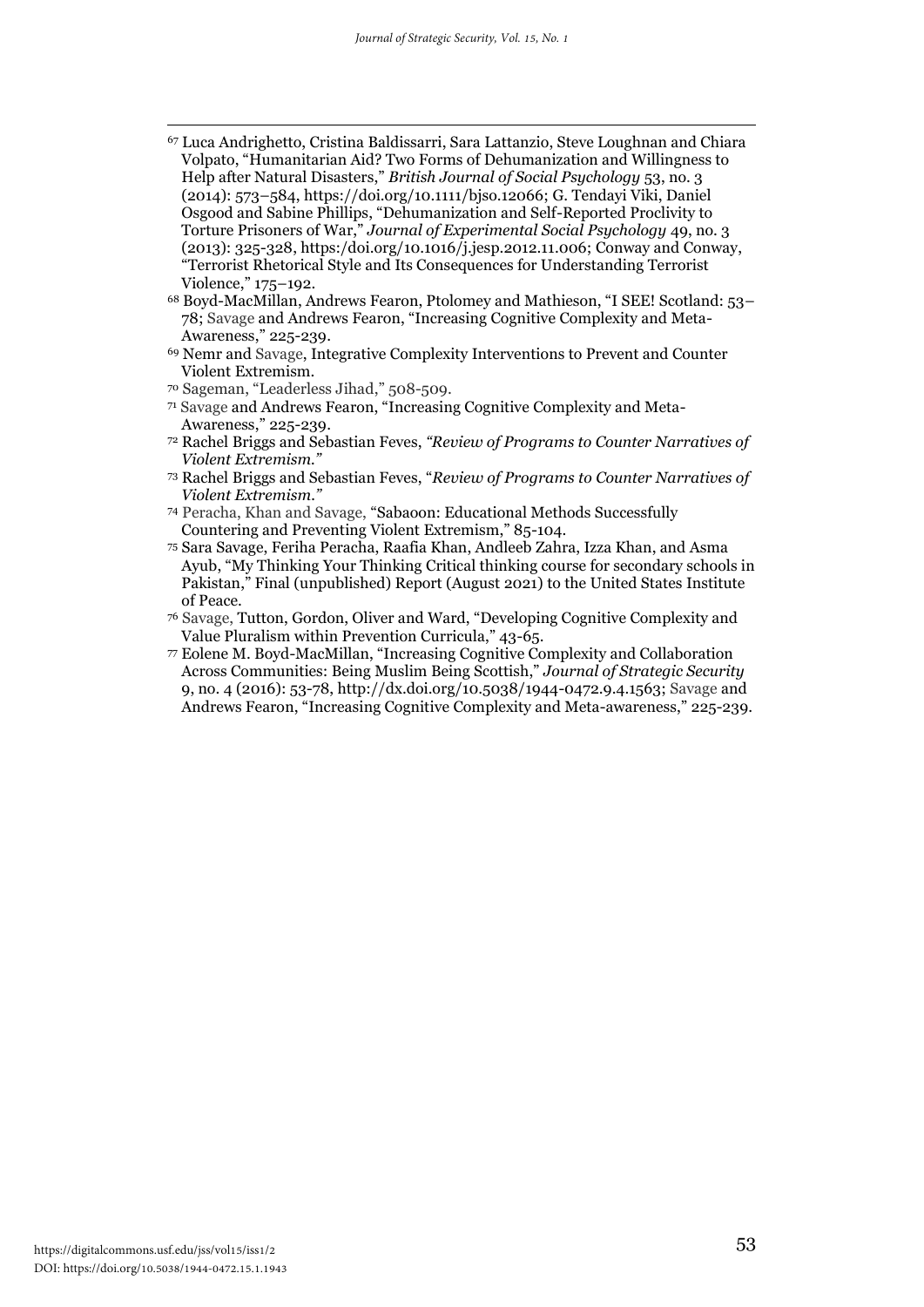[67] Luca Andrighetto, Cristina Baldissarri, Sara Lattanzio, Steve Loughnan and Chiara Volpato, "Humanitarian Aid? Two Forms of Dehumanization and Willingness to Help after Natural Disasters," *British Journal of Social Psychology* 53, no. 3 (2014): 573–584, https://doi.org/10.1111/bjso.12066; G. Tendayi Viki, Daniel Osgood and Sabine Phillips, "Dehumanization and Self-Reported Proclivity to Torture Prisoners of War," *Journal of Experimental Social Psychology* 49, no. 3 (2013): 325-328, https:/doi.org/10.1016/j.jesp.2012.11.006; Conway and Conway, "Terrorist Rhetorical Style and Its Consequences for Understanding Terrorist Violence," 175–192.

[68] Boyd-MacMillan, Andrews Fearon, Ptolomey and Mathieson, "I SEE! Scotland: 53–78; Savage and Andrews Fearon, "Increasing Cognitive Complexity and Meta-Awareness," 225-239.

[69] Nemr and Savage, Integrative Complexity Interventions to Prevent and Counter Violent Extremism.

[70] Sageman, "Leaderless Jihad," 508-509.

[71] Savage and Andrews Fearon, "Increasing Cognitive Complexity and Meta-Awareness," 225-239.

[72] Rachel Briggs and Sebastian Feves, *"Review of Programs to Counter Narratives of Violent Extremism."*

[73] Rachel Briggs and Sebastian Feves, "*Review of Programs to Counter Narratives of Violent Extremism."*

[74] Peracha, Khan and Savage, "Sabaoon: Educational Methods Successfully Countering and Preventing Violent Extremism," 85-104.

[75] Sara Savage, Feriha Peracha, Raafia Khan, Andleeb Zahra, Izza Khan, and Asma Ayub, "My Thinking Your Thinking Critical thinking course for secondary schools in Pakistan," Final (unpublished) Report (August 2021) to the United States Institute of Peace.

[76] Savage, Tutton, Gordon, Oliver and Ward, "Developing Cognitive Complexity and Value Pluralism within Prevention Curricula," 43-65.

[77] Eolene M. Boyd-MacMillan, "Increasing Cognitive Complexity and Collaboration Across Communities: Being Muslim Being Scottish," *Journal of Strategic Security* 9, no. 4 (2016): 53-78, http://dx.doi.org/10.5038/1944-0472.9.4.1563; Savage and Andrews Fearon, "Increasing Cognitive Complexity and Meta-awareness," 225-239.